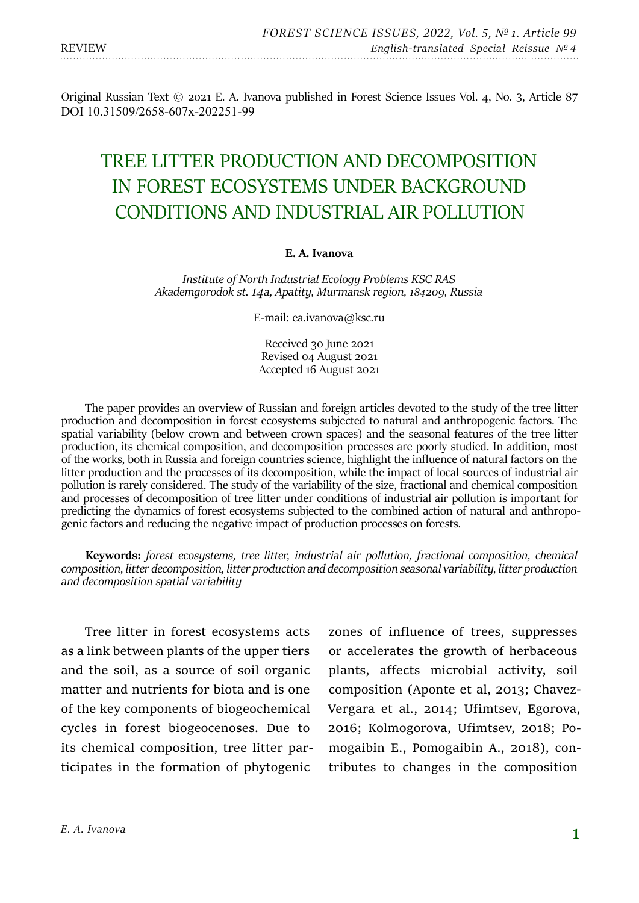REVIEW

Original Russian Text © 2021 E. A. Ivanova published in Forest Science Issues Vol. 4, No. 3, Article 87
DOI 10.31509/2658-607x-202251-99

# TREE LITTER PRODUCTION AND DECOMPOSITION IN FOREST ECOSYSTEMS UNDER BACKGROUND CONDITIONS AND INDUSTRIAL AIR POLLUTION

**E. A. Ivanova**

*Institute of North Industrial Ecology Problems KSC RAS*
*Akademgorodok st. 14a, Apatity, Murmansk region, 184209, Russia*

E-mail: ea.ivanova@ksc.ru

Received 30 June 2021
Revised 04 August 2021
Accepted 16 August 2021

The paper provides an overview of Russian and foreign articles devoted to the study of the tree litter production and decomposition in forest ecosystems subjected to natural and anthropogenic factors. The spatial variability (below crown and between crown spaces) and the seasonal features of the tree litter production, its chemical composition, and decomposition processes are poorly studied. In addition, most of the works, both in Russia and foreign countries science, highlight the influence of natural factors on the litter production and the processes of its decomposition, while the impact of local sources of industrial air pollution is rarely considered. The study of the variability of the size, fractional and chemical composition and processes of decomposition of tree litter under conditions of industrial air pollution is important for predicting the dynamics of forest ecosystems subjected to the combined action of natural and anthropogenic factors and reducing the negative impact of production processes on forests.

**Keywords:** *forest ecosystems, tree litter, industrial air pollution, fractional composition, chemical composition, litter decomposition, litter production and decomposition seasonal variability, litter production and decomposition spatial variability*

Tree litter in forest ecosystems acts as a link between plants of the upper tiers and the soil, as a source of soil organic matter and nutrients for biota and is one of the key components of biogeochemical cycles in forest biogeocenoses. Due to its chemical composition, tree litter participates in the formation of phytogenic zones of influence of trees, suppresses or accelerates the growth of herbaceous plants, affects microbial activity, soil composition (Aponte et al, 2013; Chavez-Vergara et al., 2014; Ufimtsev, Egorova, 2016; Kolmogorova, Ufimtsev, 2018; Pomogaibin E., Pomogaibin A., 2018), contributes to changes in the composition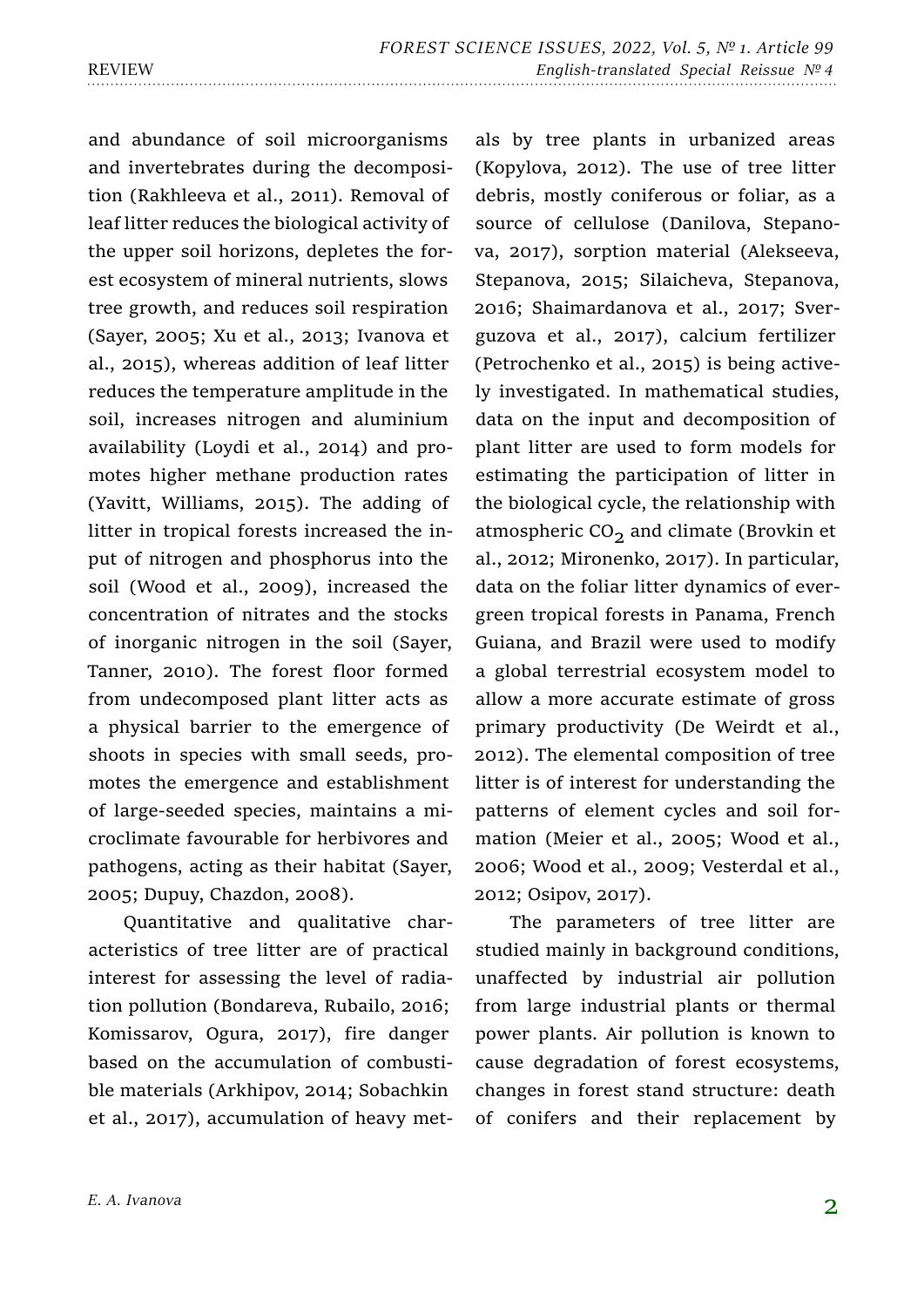and abundance of soil microorganisms and invertebrates during the decomposition (Rakhleeva et al., 2011). Removal of leaf litter reduces the biological activity of the upper soil horizons, depletes the forest ecosystem of mineral nutrients, slows tree growth, and reduces soil respiration (Sayer, 2005; Xu et al., 2013; Ivanova et al., 2015), whereas addition of leaf litter reduces the temperature amplitude in the soil, increases nitrogen and aluminium availability (Loydi et al., 2014) and promotes higher methane production rates (Yavitt, Williams, 2015). The adding of litter in tropical forests increased the input of nitrogen and phosphorus into the soil (Wood et al., 2009), increased the concentration of nitrates and the stocks of inorganic nitrogen in the soil (Sayer, Tanner, 2010). The forest floor formed from undecomposed plant litter acts as a physical barrier to the emergence of shoots in species with small seeds, promotes the emergence and establishment of large-seeded species, maintains a microclimate favourable for herbivores and pathogens, acting as their habitat (Sayer, 2005; Dupuy, Chazdon, 2008).

Quantitative and qualitative characteristics of tree litter are of practical interest for assessing the level of radiation pollution (Bondareva, Rubailo, 2016; Komissarov, Ogura, 2017), fire danger based on the accumulation of combustible materials (Arkhipov, 2014; Sobachkin et al., 2017), accumulation of heavy metals by tree plants in urbanized areas (Kopylova, 2012). The use of tree litter debris, mostly coniferous or foliar, as a source of cellulose (Danilova, Stepanova, 2017), sorption material (Alekseeva, Stepanova, 2015; Silaicheva, Stepanova, 2016; Shaimardanova et al., 2017; Sverguzova et al., 2017), calcium fertilizer (Petrochenko et al., 2015) is being actively investigated. In mathematical studies, data on the input and decomposition of plant litter are used to form models for estimating the participation of litter in the biological cycle, the relationship with atmospheric $CO_2$ and climate (Brovkin et al., 2012; Mironenko, 2017). In particular, data on the foliar litter dynamics of evergreen tropical forests in Panama, French Guiana, and Brazil were used to modify a global terrestrial ecosystem model to allow a more accurate estimate of gross primary productivity (De Weirdt et al., 2012). The elemental composition of tree litter is of interest for understanding the patterns of element cycles and soil formation (Meier et al., 2005; Wood et al., 2006; Wood et al., 2009; Vesterdal et al., 2012; Osipov, 2017).

The parameters of tree litter are studied mainly in background conditions, unaffected by industrial air pollution from large industrial plants or thermal power plants. Air pollution is known to cause degradation of forest ecosystems, changes in forest stand structure: death of conifers and their replacement by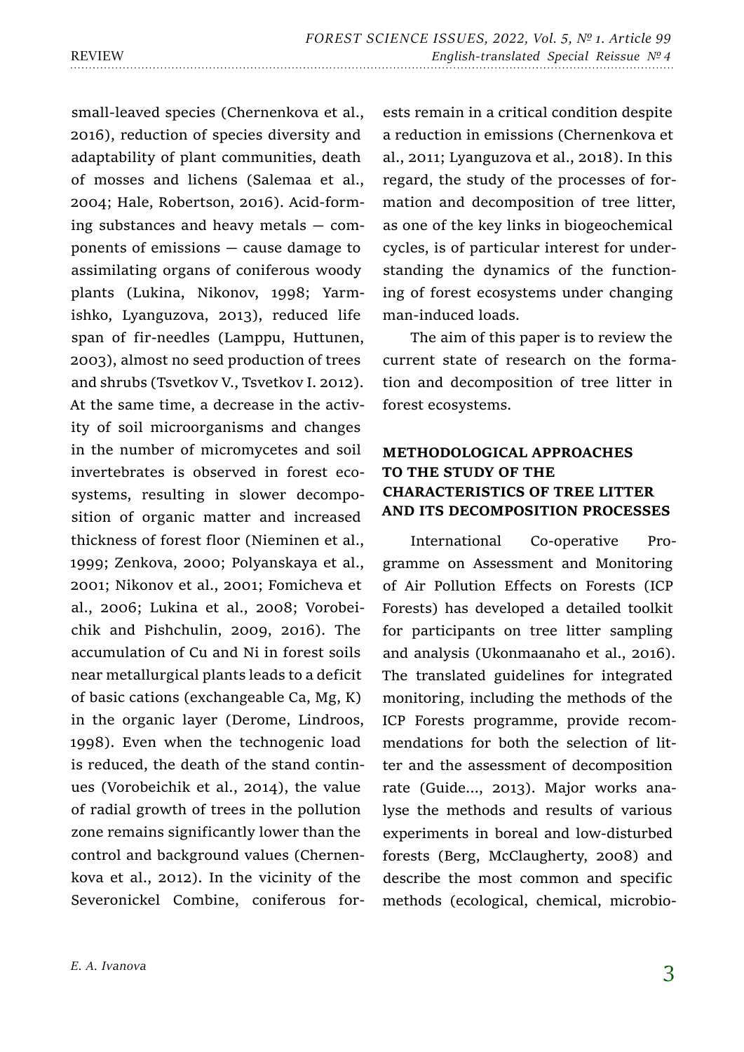small-leaved species (Chernenkova et al., 2016), reduction of species diversity and adaptability of plant communities, death of mosses and lichens (Salemaa et al., 2004; Hale, Robertson, 2016). Acid-forming substances and heavy metals — components of emissions — cause damage to assimilating organs of coniferous woody plants (Lukina, Nikonov, 1998; Yarmishko, Lyanguzova, 2013), reduced life span of fir-needles (Lamppu, Huttunen, 2003), almost no seed production of trees and shrubs (Tsvetkov V., Tsvetkov I. 2012). At the same time, a decrease in the activity of soil microorganisms and changes in the number of micromycetes and soil invertebrates is observed in forest ecosystems, resulting in slower decomposition of organic matter and increased thickness of forest floor (Nieminen et al., 1999; Zenkova, 2000; Polyanskaya et al., 2001; Nikonov et al., 2001; Fomicheva et al., 2006; Lukina et al., 2008; Vorobeichik and Pishchulin, 2009, 2016). The accumulation of Cu and Ni in forest soils near metallurgical plants leads to a deficit of basic cations (exchangeable Ca, Mg, K) in the organic layer (Derome, Lindroos, 1998). Even when the technogenic load is reduced, the death of the stand continues (Vorobeichik et al., 2014), the value of radial growth of trees in the pollution zone remains significantly lower than the control and background values (Chernenkova et al., 2012). In the vicinity of the Severonickel Combine, coniferous forests remain in a critical condition despite a reduction in emissions (Chernenkova et al., 2011; Lyanguzova et al., 2018). In this regard, the study of the processes of formation and decomposition of tree litter, as one of the key links in biogeochemical cycles, is of particular interest for understanding the dynamics of the functioning of forest ecosystems under changing man-induced loads.

The aim of this paper is to review the current state of research on the formation and decomposition of tree litter in forest ecosystems.

## METHODOLOGICAL APPROACHES TO THE STUDY OF THE CHARACTERISTICS OF TREE LITTER AND ITS DECOMPOSITION PROCESSES

International Co-operative Programme on Assessment and Monitoring of Air Pollution Effects on Forests (ICP Forests) has developed a detailed toolkit for participants on tree litter sampling and analysis (Ukonmaanaho et al., 2016). The translated guidelines for integrated monitoring, including the methods of the ICP Forests programme, provide recommendations for both the selection of litter and the assessment of decomposition rate (Guide..., 2013). Major works analyse the methods and results of various experiments in boreal and low-disturbed forests (Berg, McClaugherty, 2008) and describe the most common and specific methods (ecological, chemical, microbio-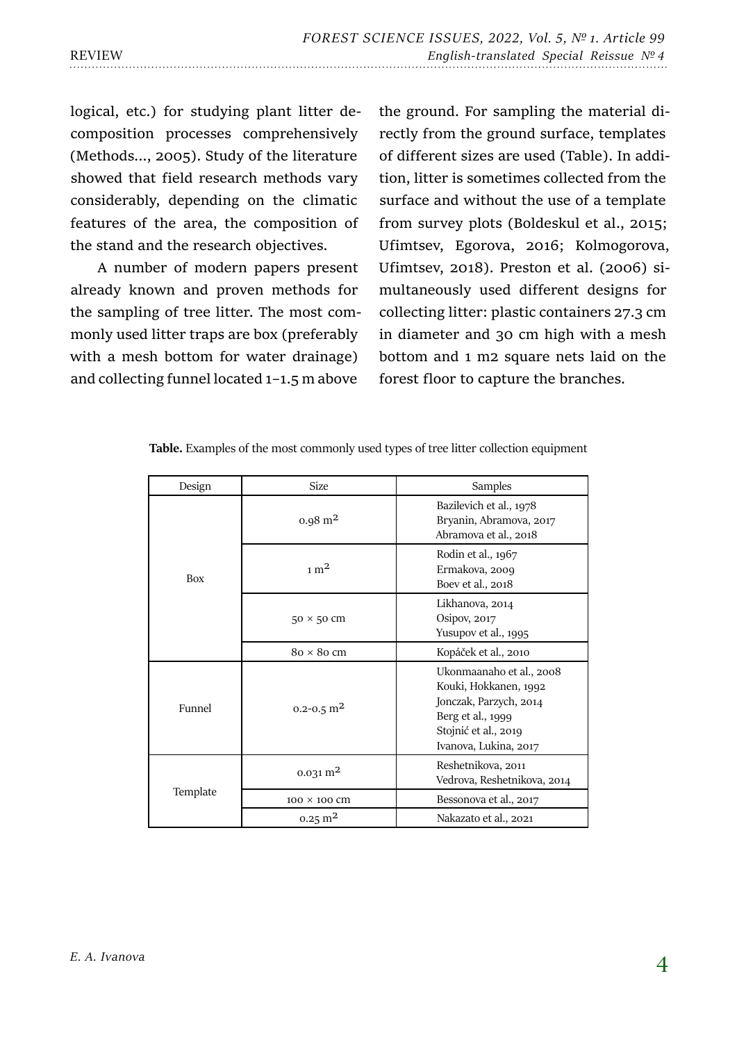logical, etc.) for studying plant litter decomposition processes comprehensively (Methods..., 2005). Study of the literature showed that field research methods vary considerably, depending on the climatic features of the area, the composition of the stand and the research objectives.

A number of modern papers present already known and proven methods for the sampling of tree litter. The most commonly used litter traps are box (preferably with a mesh bottom for water drainage) and collecting funnel located 1–1.5 m above the ground. For sampling the material directly from the ground surface, templates of different sizes are used (Table). In addition, litter is sometimes collected from the surface and without the use of a template from survey plots (Boldeskul et al., 2015; Ufimtsev, Egorova, 2016; Kolmogorova, Ufimtsev, 2018). Preston et al. (2006) simultaneously used different designs for collecting litter: plastic containers 27.3 cm in diameter and 30 cm high with a mesh bottom and 1 m2 square nets laid on the forest floor to capture the branches.

**Table.** Examples of the most commonly used types of tree litter collection equipment

| Design | Size | Samples |
|---|---|---|
| Box | 0.98 $m^2$ | Bazilevich et al., 1978<br>Bryanin, Abramova, 2017<br>Abramova et al., 2018 |
| | 1 $m^2$ | Rodin et al., 1967<br>Ermakova, 2009<br>Boev et al., 2018 |
| | 50 × 50 cm | Likhanova, 2014<br>Osipov, 2017<br>Yusupov et al., 1995 |
| | 80 × 80 cm | Kopáček et al., 2010 |
| Funnel | 0.2-0.5 $m^2$ | Ukonmaanaho et al., 2008<br>Kouki, Hokkanen, 1992<br>Jonczak, Parzych, 2014<br>Berg et al., 1999<br>Stojnić et al., 2019<br>Ivanova, Lukina, 2017 |
| Template | 0.031 $m^2$ | Reshetnikova, 2011<br>Vedrova, Reshetnikova, 2014 |
| | 100 × 100 cm | Bessonova et al., 2017 |
| | 0.25 $m^2$ | Nakazato et al., 2021 |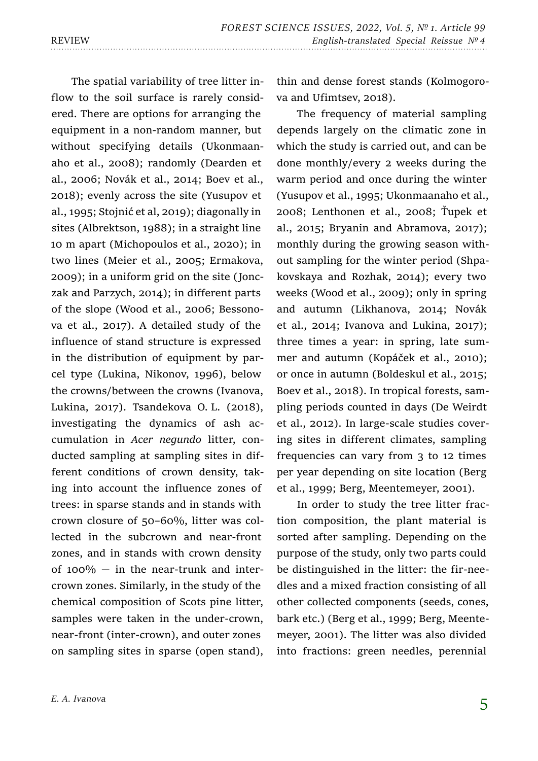The spatial variability of tree litter inflow to the soil surface is rarely considered. There are options for arranging the equipment in a non-random manner, but without specifying details (Ukonmaanaho et al., 2008); randomly (Dearden et al., 2006; Novák et al., 2014; Boev et al., 2018); evenly across the site (Yusupov et al., 1995; Stojnić et al, 2019); diagonally in sites (Albrektson, 1988); in a straight line 10 m apart (Michopoulos et al., 2020); in two lines (Meier et al., 2005; Ermakova, 2009); in a uniform grid on the site (Jonczak and Parzych, 2014); in different parts of the slope (Wood et al., 2006; Bessonova et al., 2017). A detailed study of the influence of stand structure is expressed in the distribution of equipment by parcel type (Lukina, Nikonov, 1996), below the crowns/between the crowns (Ivanova, Lukina, 2017). Tsandekova O. L. (2018), investigating the dynamics of ash accumulation in *Acer negundo* litter, conducted sampling at sampling sites in different conditions of crown density, taking into account the influence zones of trees: in sparse stands and in stands with crown closure of 50–60%, litter was collected in the subcrown and near-front zones, and in stands with crown density of 100% — in the near-trunk and intercrown zones. Similarly, in the study of the chemical composition of Scots pine litter, samples were taken in the under-crown, near-front (inter-crown), and outer zones on sampling sites in sparse (open stand), thin and dense forest stands (Kolmogorova and Ufimtsev, 2018).

The frequency of material sampling depends largely on the climatic zone in which the study is carried out, and can be done monthly/every 2 weeks during the warm period and once during the winter (Yusupov et al., 1995; Ukonmaanaho et al., 2008; Lenthonen et al., 2008; Ťupek et al., 2015; Bryanin and Abramova, 2017); monthly during the growing season without sampling for the winter period (Shpakovskaya and Rozhak, 2014); every two weeks (Wood et al., 2009); only in spring and autumn (Likhanova, 2014; Novák et al., 2014; Ivanova and Lukina, 2017); three times a year: in spring, late summer and autumn (Kopáček et al., 2010); or once in autumn (Boldeskul et al., 2015; Boev et al., 2018). In tropical forests, sampling periods counted in days (De Weirdt et al., 2012). In large-scale studies covering sites in different climates, sampling frequencies can vary from 3 to 12 times per year depending on site location (Berg et al., 1999; Berg, Meentemeyer, 2001).

In order to study the tree litter fraction composition, the plant material is sorted after sampling. Depending on the purpose of the study, only two parts could be distinguished in the litter: the fir-needles and a mixed fraction consisting of all other collected components (seeds, cones, bark etc.) (Berg et al., 1999; Berg, Meentemeyer, 2001). The litter was also divided into fractions: green needles, perennial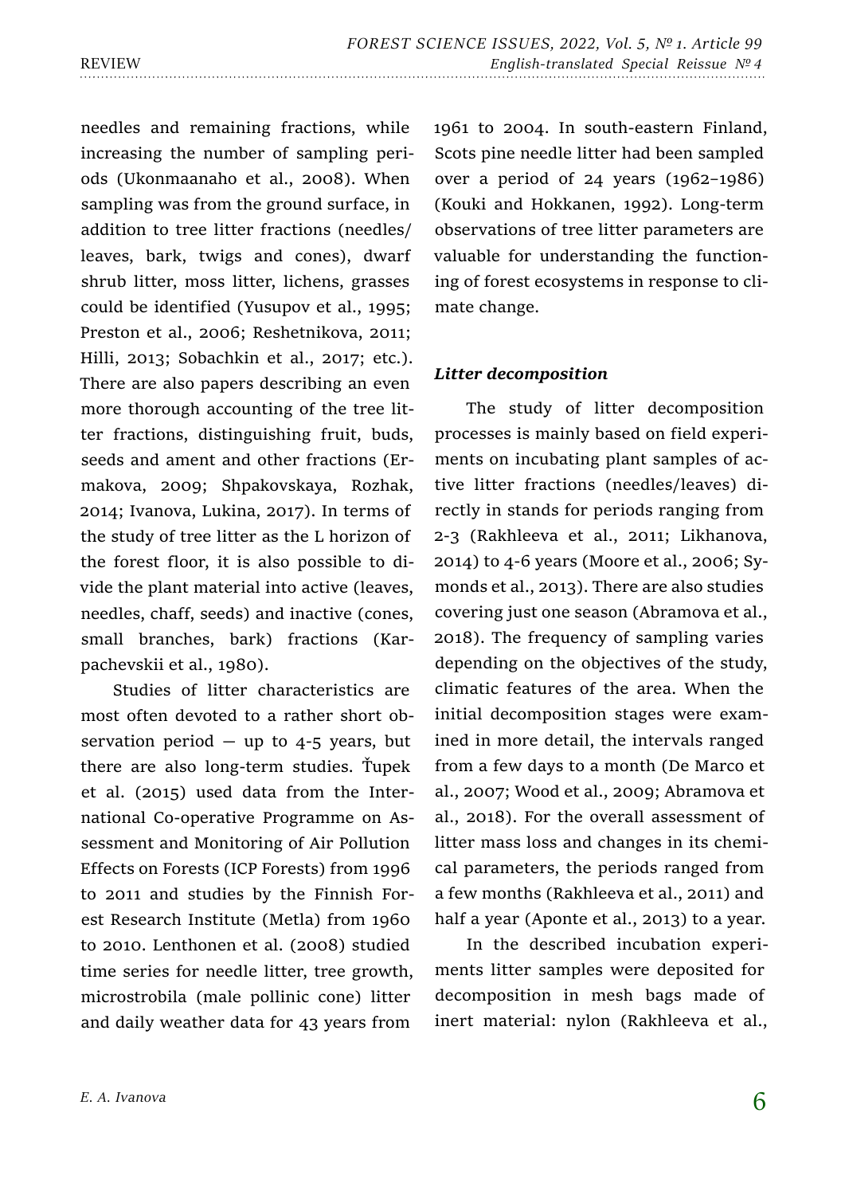needles and remaining fractions, while increasing the number of sampling periods (Ukonmaanaho et al., 2008). When sampling was from the ground surface, in addition to tree litter fractions (needles/leaves, bark, twigs and cones), dwarf shrub litter, moss litter, lichens, grasses could be identified (Yusupov et al., 1995; Preston et al., 2006; Reshetnikova, 2011; Hilli, 2013; Sobachkin et al., 2017; etc.). There are also papers describing an even more thorough accounting of the tree litter fractions, distinguishing fruit, buds, seeds and ament and other fractions (Ermakova, 2009; Shpakovskaya, Rozhak, 2014; Ivanova, Lukina, 2017). In terms of the study of tree litter as the L horizon of the forest floor, it is also possible to divide the plant material into active (leaves, needles, chaff, seeds) and inactive (cones, small branches, bark) fractions (Karpachevskii et al., 1980).

Studies of litter characteristics are most often devoted to a rather short observation period — up to 4-5 years, but there are also long-term studies. Ťupek et al. (2015) used data from the International Co-operative Programme on Assessment and Monitoring of Air Pollution Effects on Forests (ICP Forests) from 1996 to 2011 and studies by the Finnish Forest Research Institute (Metla) from 1960 to 2010. Lenthonen et al. (2008) studied time series for needle litter, tree growth, microstrobila (male pollinic cone) litter and daily weather data for 43 years from 1961 to 2004. In south-eastern Finland, Scots pine needle litter had been sampled over a period of 24 years (1962–1986) (Kouki and Hokkanen, 1992). Long-term observations of tree litter parameters are valuable for understanding the functioning of forest ecosystems in response to climate change.

### *Litter decomposition*

The study of litter decomposition processes is mainly based on field experiments on incubating plant samples of active litter fractions (needles/leaves) directly in stands for periods ranging from 2-3 (Rakhleeva et al., 2011; Likhanova, 2014) to 4-6 years (Moore et al., 2006; Symonds et al., 2013). There are also studies covering just one season (Abramova et al., 2018). The frequency of sampling varies depending on the objectives of the study, climatic features of the area. When the initial decomposition stages were examined in more detail, the intervals ranged from a few days to a month (De Marco et al., 2007; Wood et al., 2009; Abramova et al., 2018). For the overall assessment of litter mass loss and changes in its chemical parameters, the periods ranged from a few months (Rakhleeva et al., 2011) and half a year (Aponte et al., 2013) to a year.

In the described incubation experiments litter samples were deposited for decomposition in mesh bags made of inert material: nylon (Rakhleeva et al.,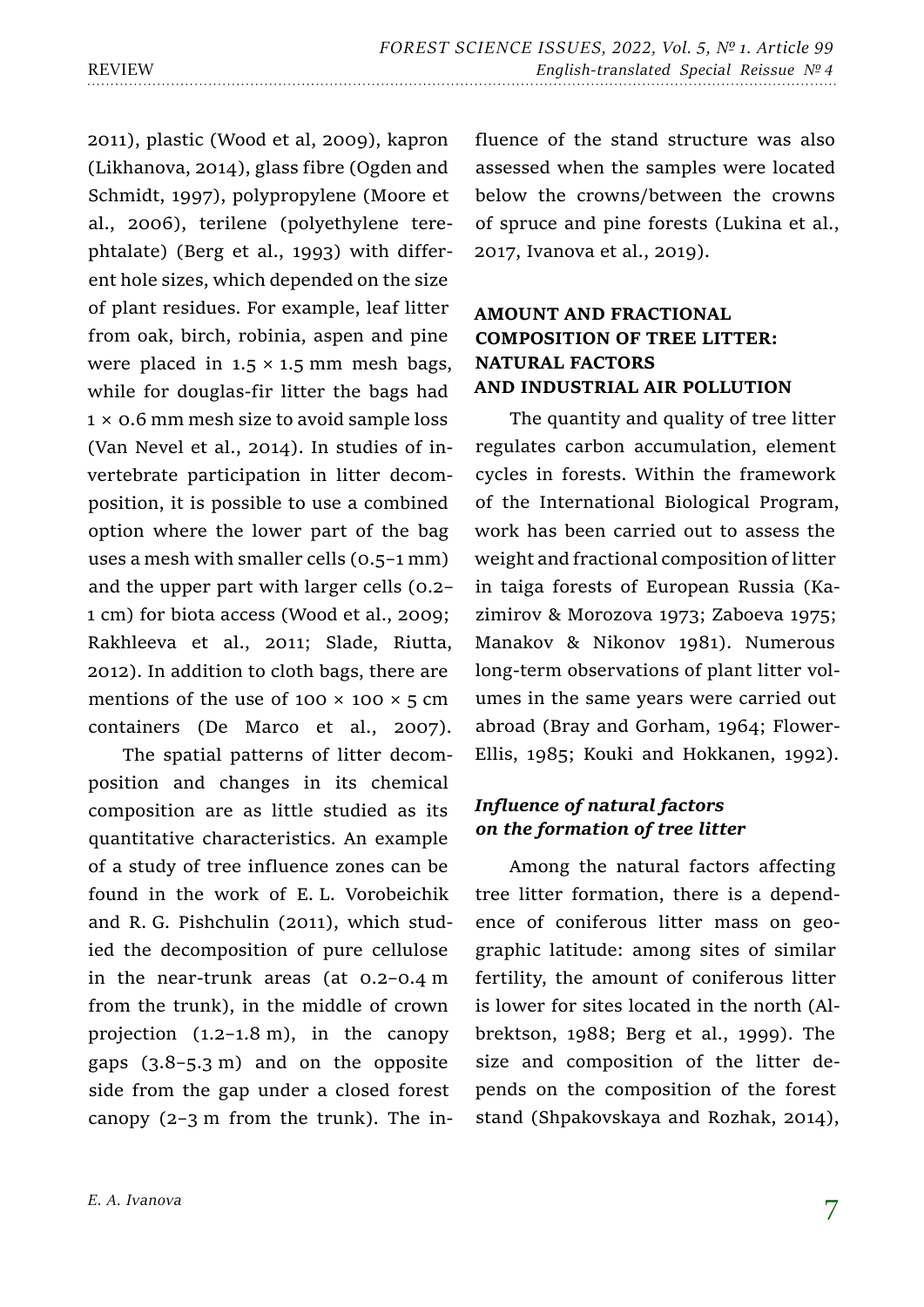2011), plastic (Wood et al, 2009), kapron (Likhanova, 2014), glass fibre (Ogden and Schmidt, 1997), polypropylene (Moore et al., 2006), terilene (polyethylene terephtalate) (Berg et al., 1993) with different hole sizes, which depended on the size of plant residues. For example, leaf litter from oak, birch, robinia, aspen and pine were placed in 1.5 × 1.5 mm mesh bags, while for douglas-fir litter the bags had 1 × 0.6 mm mesh size to avoid sample loss (Van Nevel et al., 2014). In studies of invertebrate participation in litter decomposition, it is possible to use a combined option where the lower part of the bag uses a mesh with smaller cells (0.5–1 mm) and the upper part with larger cells (0.2–1 cm) for biota access (Wood et al., 2009; Rakhleeva et al., 2011; Slade, Riutta, 2012). In addition to cloth bags, there are mentions of the use of 100 × 100 × 5 cm containers (De Marco et al., 2007).

The spatial patterns of litter decomposition and changes in its chemical composition are as little studied as its quantitative characteristics. An example of a study of tree influence zones can be found in the work of E. L. Vorobeichik and R. G. Pishchulin (2011), which studied the decomposition of pure cellulose in the near-trunk areas (at 0.2–0.4 m from the trunk), in the middle of crown projection (1.2–1.8 m), in the canopy gaps (3.8–5.3 m) and on the opposite side from the gap under a closed forest canopy (2–3 m from the trunk). The influence of the stand structure was also assessed when the samples were located below the crowns/between the crowns of spruce and pine forests (Lukina et al., 2017, Ivanova et al., 2019).

## AMOUNT AND FRACTIONAL COMPOSITION OF TREE LITTER: NATURAL FACTORS AND INDUSTRIAL AIR POLLUTION

The quantity and quality of tree litter regulates carbon accumulation, element cycles in forests. Within the framework of the International Biological Program, work has been carried out to assess the weight and fractional composition of litter in taiga forests of European Russia (Kazimirov & Morozova 1973; Zaboeva 1975; Manakov & Nikonov 1981). Numerous long-term observations of plant litter volumes in the same years were carried out abroad (Bray and Gorham, 1964; Flower-Ellis, 1985; Kouki and Hokkanen, 1992).

### *Influence of natural factors on the formation of tree litter*

Among the natural factors affecting tree litter formation, there is a dependence of coniferous litter mass on geographic latitude: among sites of similar fertility, the amount of coniferous litter is lower for sites located in the north (Albrektson, 1988; Berg et al., 1999). The size and composition of the litter depends on the composition of the forest stand (Shpakovskaya and Rozhak, 2014),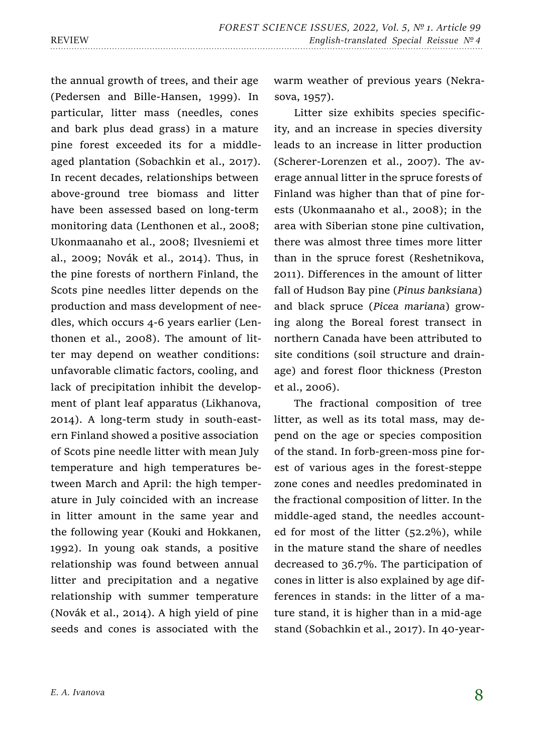the annual growth of trees, and their age (Pedersen and Bille-Hansen, 1999). In particular, litter mass (needles, cones and bark plus dead grass) in a mature pine forest exceeded its for a middle-aged plantation (Sobachkin et al., 2017). In recent decades, relationships between above-ground tree biomass and litter have been assessed based on long-term monitoring data (Lenthonen et al., 2008; Ukonmaanaho et al., 2008; Ilvesniemi et al., 2009; Novák et al., 2014). Thus, in the pine forests of northern Finland, the Scots pine needles litter depends on the production and mass development of needles, which occurs 4-6 years earlier (Lenthonen et al., 2008). The amount of litter may depend on weather conditions: unfavorable climatic factors, cooling, and lack of precipitation inhibit the development of plant leaf apparatus (Likhanova, 2014). A long-term study in south-eastern Finland showed a positive association of Scots pine needle litter with mean July temperature and high temperatures between March and April: the high temperature in July coincided with an increase in litter amount in the same year and the following year (Kouki and Hokkanen, 1992). In young oak stands, a positive relationship was found between annual litter and precipitation and a negative relationship with summer temperature (Novák et al., 2014). A high yield of pine seeds and cones is associated with the warm weather of previous years (Nekrasova, 1957).

Litter size exhibits species specificity, and an increase in species diversity leads to an increase in litter production (Scherer-Lorenzen et al., 2007). The average annual litter in the spruce forests of Finland was higher than that of pine forests (Ukonmaanaho et al., 2008); in the area with Siberian stone pine cultivation, there was almost three times more litter than in the spruce forest (Reshetnikova, 2011). Differences in the amount of litter fall of Hudson Bay pine (*Pinus banksiana*) and black spruce (*Picea mariana*) growing along the Boreal forest transect in northern Canada have been attributed to site conditions (soil structure and drainage) and forest floor thickness (Preston et al., 2006).

The fractional composition of tree litter, as well as its total mass, may depend on the age or species composition of the stand. In forb-green-moss pine forest of various ages in the forest-steppe zone cones and needles predominated in the fractional composition of litter. In the middle-aged stand, the needles accounted for most of the litter (52.2%), while in the mature stand the share of needles decreased to 36.7%. The participation of cones in litter is also explained by age differences in stands: in the litter of a mature stand, it is higher than in a mid-age stand (Sobachkin et al., 2017). In 40-year-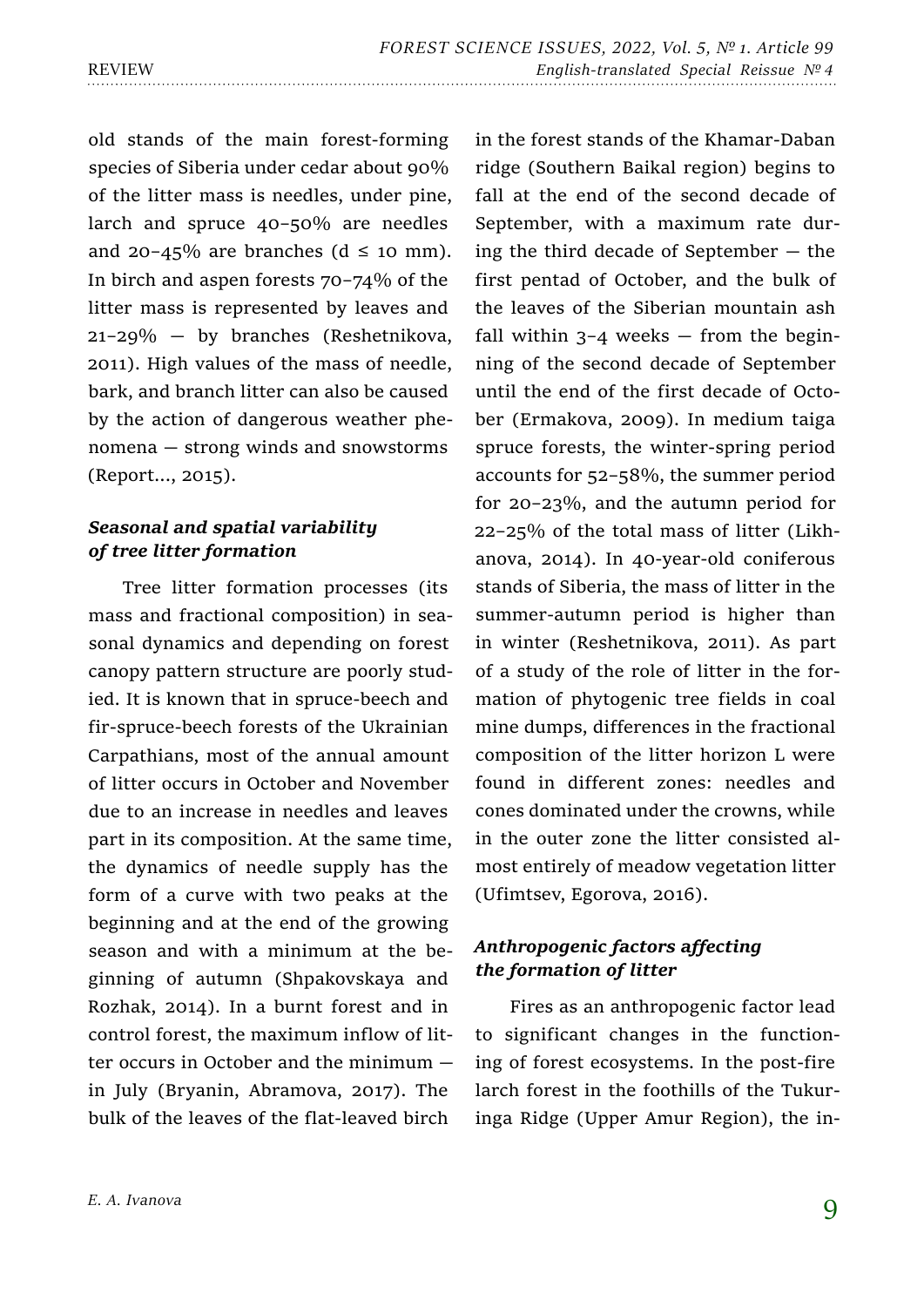old stands of the main forest-forming species of Siberia under cedar about 90% of the litter mass is needles, under pine, larch and spruce 40–50% are needles and 20–45% are branches (d ≤ 10 mm). In birch and aspen forests 70–74% of the litter mass is represented by leaves and 21–29% — by branches (Reshetnikova, 2011). High values of the mass of needle, bark, and branch litter can also be caused by the action of dangerous weather phenomena — strong winds and snowstorms (Report..., 2015).

### *Seasonal and spatial variability of tree litter formation*

Tree litter formation processes (its mass and fractional composition) in seasonal dynamics and depending on forest canopy pattern structure are poorly studied. It is known that in spruce-beech and fir-spruce-beech forests of the Ukrainian Carpathians, most of the annual amount of litter occurs in October and November due to an increase in needles and leaves part in its composition. At the same time, the dynamics of needle supply has the form of a curve with two peaks at the beginning and at the end of the growing season and with a minimum at the beginning of autumn (Shpakovskaya and Rozhak, 2014). In a burnt forest and in control forest, the maximum inflow of litter occurs in October and the minimum — in July (Bryanin, Abramova, 2017). The bulk of the leaves of the flat-leaved birch in the forest stands of the Khamar-Daban ridge (Southern Baikal region) begins to fall at the end of the second decade of September, with a maximum rate during the third decade of September — the first pentad of October, and the bulk of the leaves of the Siberian mountain ash fall within 3–4 weeks — from the beginning of the second decade of September until the end of the first decade of October (Ermakova, 2009). In medium taiga spruce forests, the winter-spring period accounts for 52–58%, the summer period for 20–23%, and the autumn period for 22–25% of the total mass of litter (Likhanova, 2014). In 40-year-old coniferous stands of Siberia, the mass of litter in the summer-autumn period is higher than in winter (Reshetnikova, 2011). As part of a study of the role of litter in the formation of phytogenic tree fields in coal mine dumps, differences in the fractional composition of the litter horizon L were found in different zones: needles and cones dominated under the crowns, while in the outer zone the litter consisted almost entirely of meadow vegetation litter (Ufimtsev, Egorova, 2016).

### *Anthropogenic factors affecting the formation of litter*

Fires as an anthropogenic factor lead to significant changes in the functioning of forest ecosystems. In the post-fire larch forest in the foothills of the Tukuringa Ridge (Upper Amur Region), the in-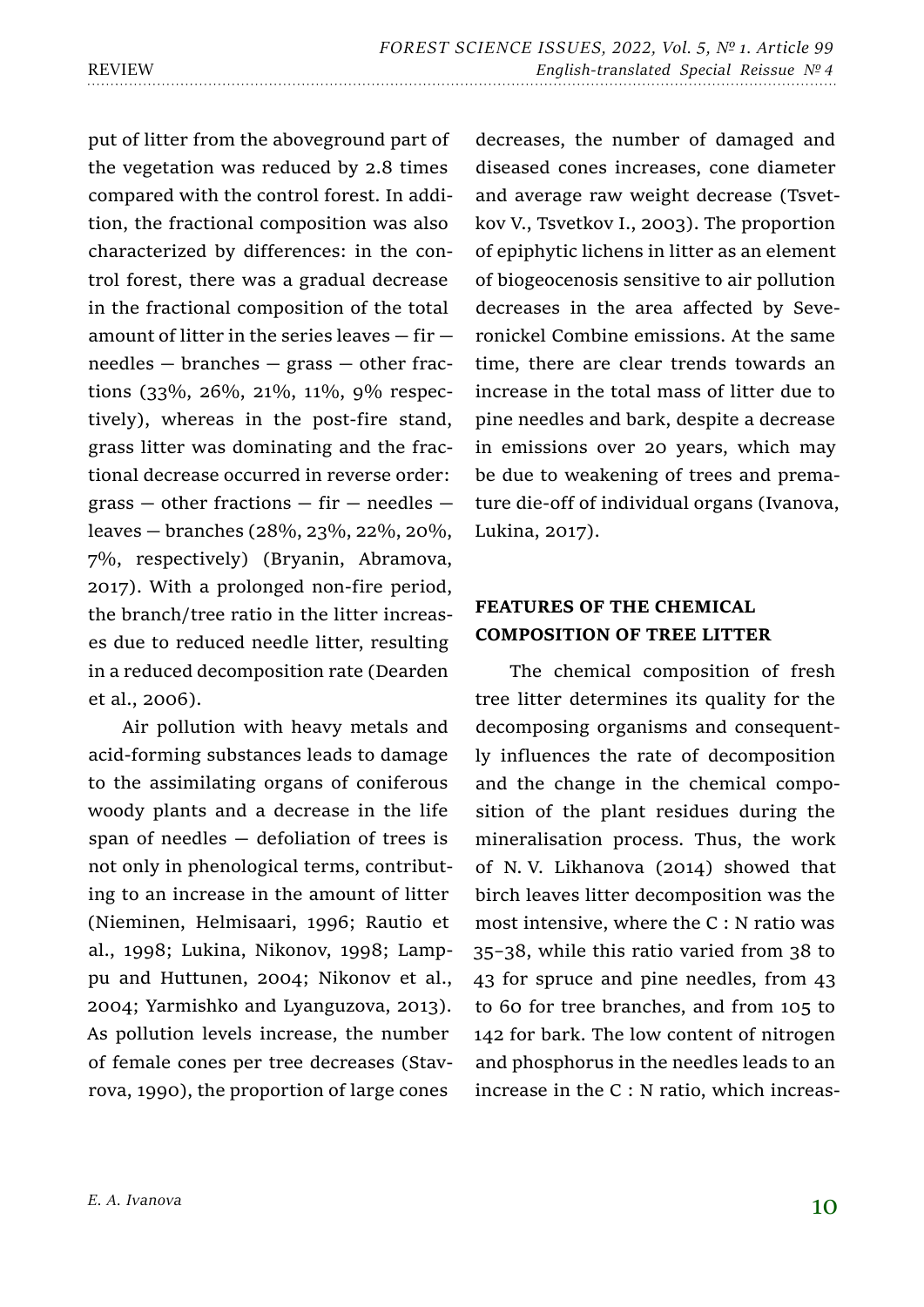put of litter from the aboveground part of the vegetation was reduced by 2.8 times compared with the control forest. In addition, the fractional composition was also characterized by differences: in the control forest, there was a gradual decrease in the fractional composition of the total amount of litter in the series leaves — fir — needles — branches — grass — other fractions (33%, 26%, 21%, 11%, 9% respectively), whereas in the post-fire stand, grass litter was dominating and the fractional decrease occurred in reverse order: grass — other fractions — fir — needles — leaves — branches (28%, 23%, 22%, 20%, 7%, respectively) (Bryanin, Abramova, 2017). With a prolonged non-fire period, the branch/tree ratio in the litter increases due to reduced needle litter, resulting in a reduced decomposition rate (Dearden et al., 2006).

Air pollution with heavy metals and acid-forming substances leads to damage to the assimilating organs of coniferous woody plants and a decrease in the life span of needles — defoliation of trees is not only in phenological terms, contributing to an increase in the amount of litter (Nieminen, Helmisaari, 1996; Rautio et al., 1998; Lukina, Nikonov, 1998; Lamppu and Huttunen, 2004; Nikonov et al., 2004; Yarmishko and Lyanguzova, 2013). As pollution levels increase, the number of female cones per tree decreases (Stavrova, 1990), the proportion of large cones decreases, the number of damaged and diseased cones increases, cone diameter and average raw weight decrease (Tsvetkov V., Tsvetkov I., 2003). The proportion of epiphytic lichens in litter as an element of biogeocenosis sensitive to air pollution decreases in the area affected by Severonickel Combine emissions. At the same time, there are clear trends towards an increase in the total mass of litter due to pine needles and bark, despite a decrease in emissions over 20 years, which may be due to weakening of trees and premature die-off of individual organs (Ivanova, Lukina, 2017).

## FEATURES OF THE CHEMICAL COMPOSITION OF TREE LITTER

The chemical composition of fresh tree litter determines its quality for the decomposing organisms and consequently influences the rate of decomposition and the change in the chemical composition of the plant residues during the mineralisation process. Thus, the work of N. V. Likhanova (2014) showed that birch leaves litter decomposition was the most intensive, where the C : N ratio was 35–38, while this ratio varied from 38 to 43 for spruce and pine needles, from 43 to 60 for tree branches, and from 105 to 142 for bark. The low content of nitrogen and phosphorus in the needles leads to an increase in the C : N ratio, which increas-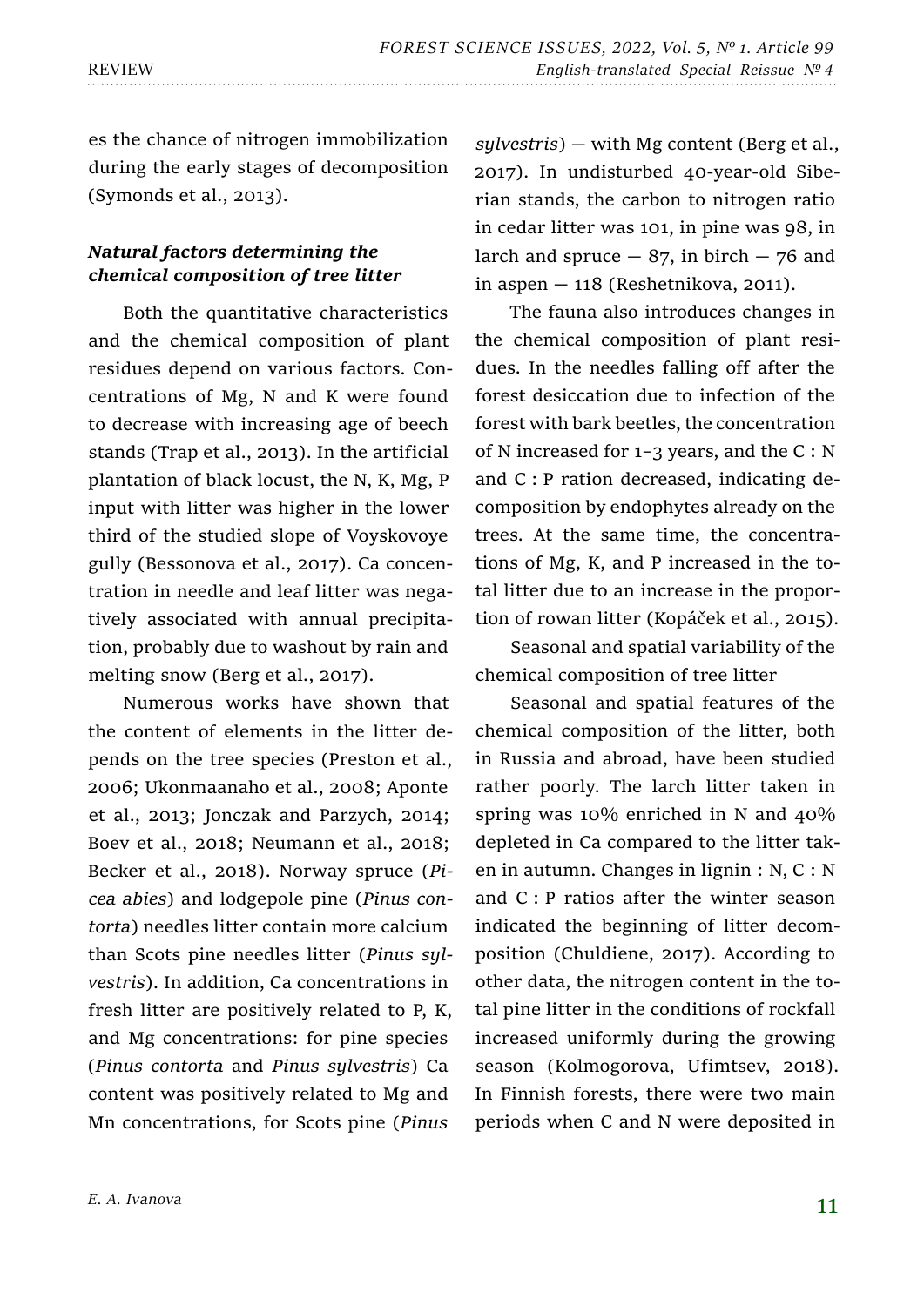es the chance of nitrogen immobilization during the early stages of decomposition (Symonds et al., 2013).

### *Natural factors determining the chemical composition of tree litter*

Both the quantitative characteristics and the chemical composition of plant residues depend on various factors. Concentrations of Mg, N and K were found to decrease with increasing age of beech stands (Trap et al., 2013). In the artificial plantation of black locust, the N, K, Mg, P input with litter was higher in the lower third of the studied slope of Voyskovoye gully (Bessonova et al., 2017). Ca concentration in needle and leaf litter was negatively associated with annual precipitation, probably due to washout by rain and melting snow (Berg et al., 2017).

Numerous works have shown that the content of elements in the litter depends on the tree species (Preston et al., 2006; Ukonmaanaho et al., 2008; Aponte et al., 2013; Jonczak and Parzych, 2014; Boev et al., 2018; Neumann et al., 2018; Becker et al., 2018). Norway spruce (*Picea abies*) and lodgepole pine (*Pinus contorta*) needles litter contain more calcium than Scots pine needles litter (*Pinus sylvestris*). In addition, Ca concentrations in fresh litter are positively related to P, K, and Mg concentrations: for pine species (*Pinus contorta* and *Pinus sylvestris*) Ca content was positively related to Mg and Mn concentrations, for Scots pine (*Pinus sylvestris*) — with Mg content (Berg et al., 2017). In undisturbed 40-year-old Siberian stands, the carbon to nitrogen ratio in cedar litter was 101, in pine was 98, in larch and spruce — 87, in birch — 76 and in aspen — 118 (Reshetnikova, 2011).

The fauna also introduces changes in the chemical composition of plant residues. In the needles falling off after the forest desiccation due to infection of the forest with bark beetles, the concentration of N increased for 1–3 years, and the C : N and C : P ration decreased, indicating decomposition by endophytes already on the trees. At the same time, the concentrations of Mg, K, and P increased in the total litter due to an increase in the proportion of rowan litter (Kopáček et al., 2015).

Seasonal and spatial variability of the chemical composition of tree litter

Seasonal and spatial features of the chemical composition of the litter, both in Russia and abroad, have been studied rather poorly. The larch litter taken in spring was 10% enriched in N and 40% depleted in Ca compared to the litter taken in autumn. Changes in lignin : N, C : N and C : P ratios after the winter season indicated the beginning of litter decomposition (Chuldiene, 2017). According to other data, the nitrogen content in the total pine litter in the conditions of rockfall increased uniformly during the growing season (Kolmogorova, Ufimtsev, 2018). In Finnish forests, there were two main periods when C and N were deposited in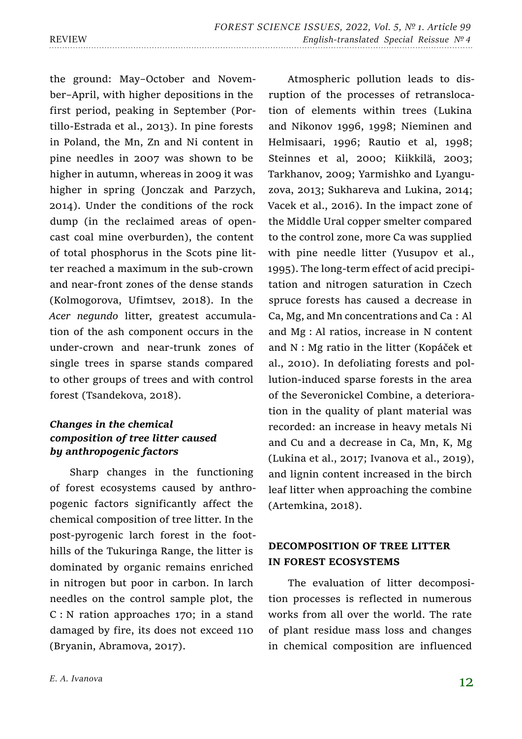the ground: May–October and November–April, with higher depositions in the first period, peaking in September (Portillo-Estrada et al., 2013). In pine forests in Poland, the Mn, Zn and Ni content in pine needles in 2007 was shown to be higher in autumn, whereas in 2009 it was higher in spring (Jonczak and Parzych, 2014). Under the conditions of the rock dump (in the reclaimed areas of opencast coal mine overburden), the content of total phosphorus in the Scots pine litter reached a maximum in the sub-crown and near-front zones of the dense stands (Kolmogorova, Ufimtsev, 2018). In the *Acer negundo* litter, greatest accumulation of the ash component occurs in the under-crown and near-trunk zones of single trees in sparse stands compared to other groups of trees and with control forest (Tsandekova, 2018).

### *Changes in the chemical composition of tree litter caused by anthropogenic factors*

Sharp changes in the functioning of forest ecosystems caused by anthropogenic factors significantly affect the chemical composition of tree litter. In the post-pyrogenic larch forest in the foothills of the Tukuringa Range, the litter is dominated by organic remains enriched in nitrogen but poor in carbon. In larch needles on the control sample plot, the C : N ration approaches 170; in a stand damaged by fire, its does not exceed 110 (Bryanin, Abramova, 2017).

Atmospheric pollution leads to disruption of the processes of retranslocation of elements within trees (Lukina and Nikonov 1996, 1998; Nieminen and Helmisaari, 1996; Rautio et al, 1998; Steinnes et al, 2000; Kiikkilä, 2003; Tarkhanov, 2009; Yarmishko and Lyanguzova, 2013; Sukhareva and Lukina, 2014; Vacek et al., 2016). In the impact zone of the Middle Ural copper smelter compared to the control zone, more Ca was supplied with pine needle litter (Yusupov et al., 1995). The long-term effect of acid precipitation and nitrogen saturation in Czech spruce forests has caused a decrease in Ca, Mg, and Mn concentrations and Ca : Al and Mg : Al ratios, increase in N content and N : Mg ratio in the litter (Kopáček et al., 2010). In defoliating forests and pollution-induced sparse forests in the area of the Severonickel Combine, a deterioration in the quality of plant material was recorded: an increase in heavy metals Ni and Cu and a decrease in Ca, Mn, K, Mg (Lukina et al., 2017; Ivanova et al., 2019), and lignin content increased in the birch leaf litter when approaching the combine (Artemkina, 2018).

## DECOMPOSITION OF TREE LITTER IN FOREST ECOSYSTEMS

The evaluation of litter decomposition processes is reflected in numerous works from all over the world. The rate of plant residue mass loss and changes in chemical composition are influenced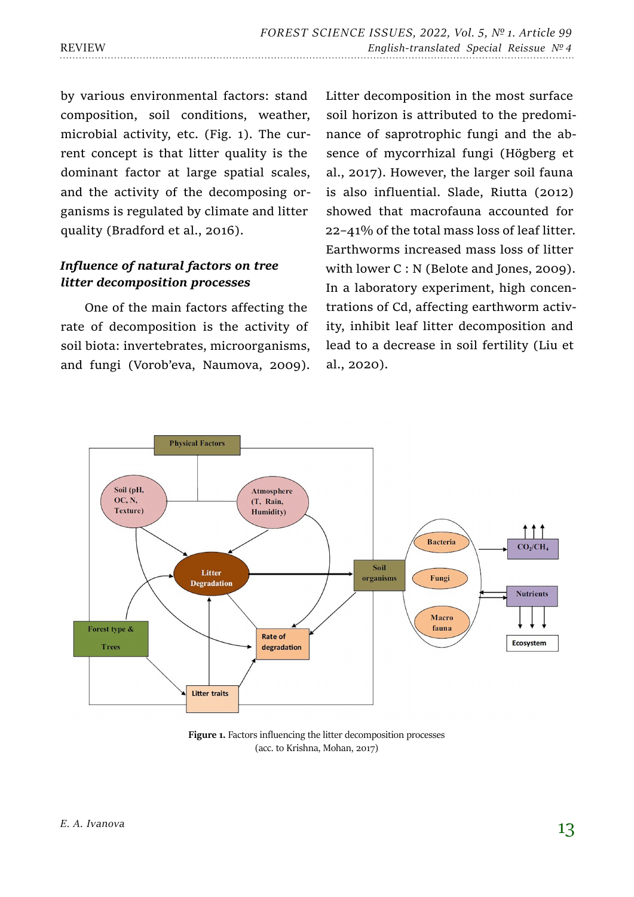by various environmental factors: stand composition, soil conditions, weather, microbial activity, etc. (Fig. 1). The current concept is that litter quality is the dominant factor at large spatial scales, and the activity of the decomposing organisms is regulated by climate and litter quality (Bradford et al., 2016).

### *Influence of natural factors on tree litter decomposition processes*

One of the main factors affecting the rate of decomposition is the activity of soil biota: invertebrates, microorganisms, and fungi (Vorob'eva, Naumova, 2009). Litter decomposition in the most surface soil horizon is attributed to the predominance of saprotrophic fungi and the absence of mycorrhizal fungi (Högberg et al., 2017). However, the larger soil fauna is also influential. Slade, Riutta (2012) showed that macrofauna accounted for 22–41% of the total mass loss of leaf litter. Earthworms increased mass loss of litter with lower C : N (Belote and Jones, 2009). In a laboratory experiment, high concentrations of Cd, affecting earthworm activity, inhibit leaf litter decomposition and lead to a decrease in soil fertility (Liu et al., 2020).

**Figure 1.** Factors influencing the litter decomposition processes (acc. to Krishna, Mohan, 2017)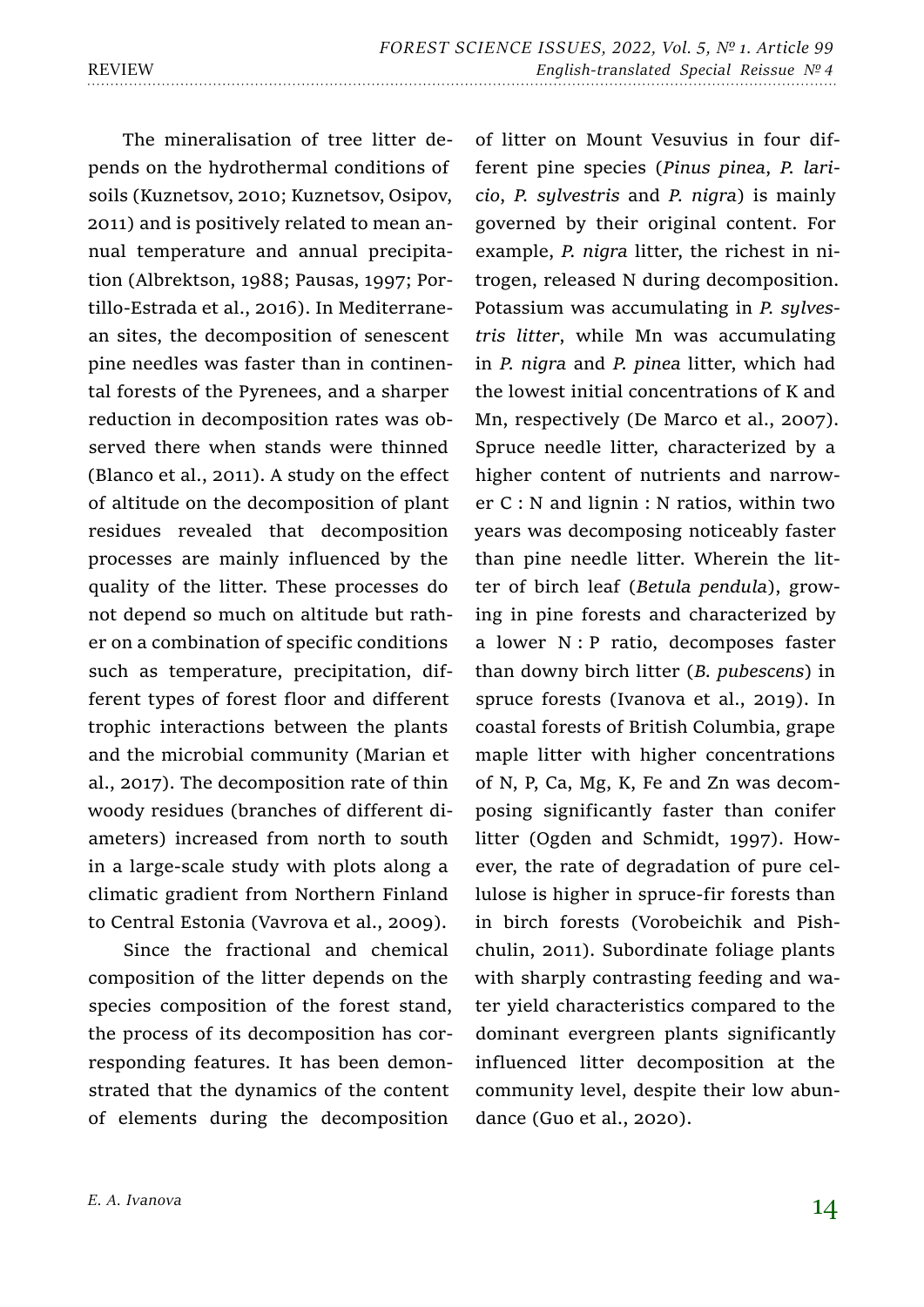The mineralisation of tree litter depends on the hydrothermal conditions of soils (Kuznetsov, 2010; Kuznetsov, Osipov, 2011) and is positively related to mean annual temperature and annual precipitation (Albrektson, 1988; Pausas, 1997; Portillo-Estrada et al., 2016). In Mediterranean sites, the decomposition of senescent pine needles was faster than in continental forests of the Pyrenees, and a sharper reduction in decomposition rates was observed there when stands were thinned (Blanco et al., 2011). A study on the effect of altitude on the decomposition of plant residues revealed that decomposition processes are mainly influenced by the quality of the litter. These processes do not depend so much on altitude but rather on a combination of specific conditions such as temperature, precipitation, different types of forest floor and different trophic interactions between the plants and the microbial community (Marian et al., 2017). The decomposition rate of thin woody residues (branches of different diameters) increased from north to south in a large-scale study with plots along a climatic gradient from Northern Finland to Central Estonia (Vavrova et al., 2009).

Since the fractional and chemical composition of the litter depends on the species composition of the forest stand, the process of its decomposition has corresponding features. It has been demonstrated that the dynamics of the content of elements during the decomposition of litter on Mount Vesuvius in four different pine species (*Pinus pinea*, *P. laricio*, *P. sylvestris* and *P. nigra*) is mainly governed by their original content. For example, *P. nigra* litter, the richest in nitrogen, released N during decomposition. Potassium was accumulating in *P. sylvestris litter*, while Mn was accumulating in *P. nigra* and *P. pinea* litter, which had the lowest initial concentrations of K and Mn, respectively (De Marco et al., 2007). Spruce needle litter, characterized by a higher content of nutrients and narrower C : N and lignin : N ratios, within two years was decomposing noticeably faster than pine needle litter. Wherein the litter of birch leaf (*Betula pendula*), growing in pine forests and characterized by a lower N : P ratio, decomposes faster than downy birch litter (*B. pubescens*) in spruce forests (Ivanova et al., 2019). In coastal forests of British Columbia, grape maple litter with higher concentrations of N, P, Ca, Mg, K, Fe and Zn was decomposing significantly faster than conifer litter (Ogden and Schmidt, 1997). However, the rate of degradation of pure cellulose is higher in spruce-fir forests than in birch forests (Vorobeichik and Pishchulin, 2011). Subordinate foliage plants with sharply contrasting feeding and water yield characteristics compared to the dominant evergreen plants significantly influenced litter decomposition at the community level, despite their low abundance (Guo et al., 2020).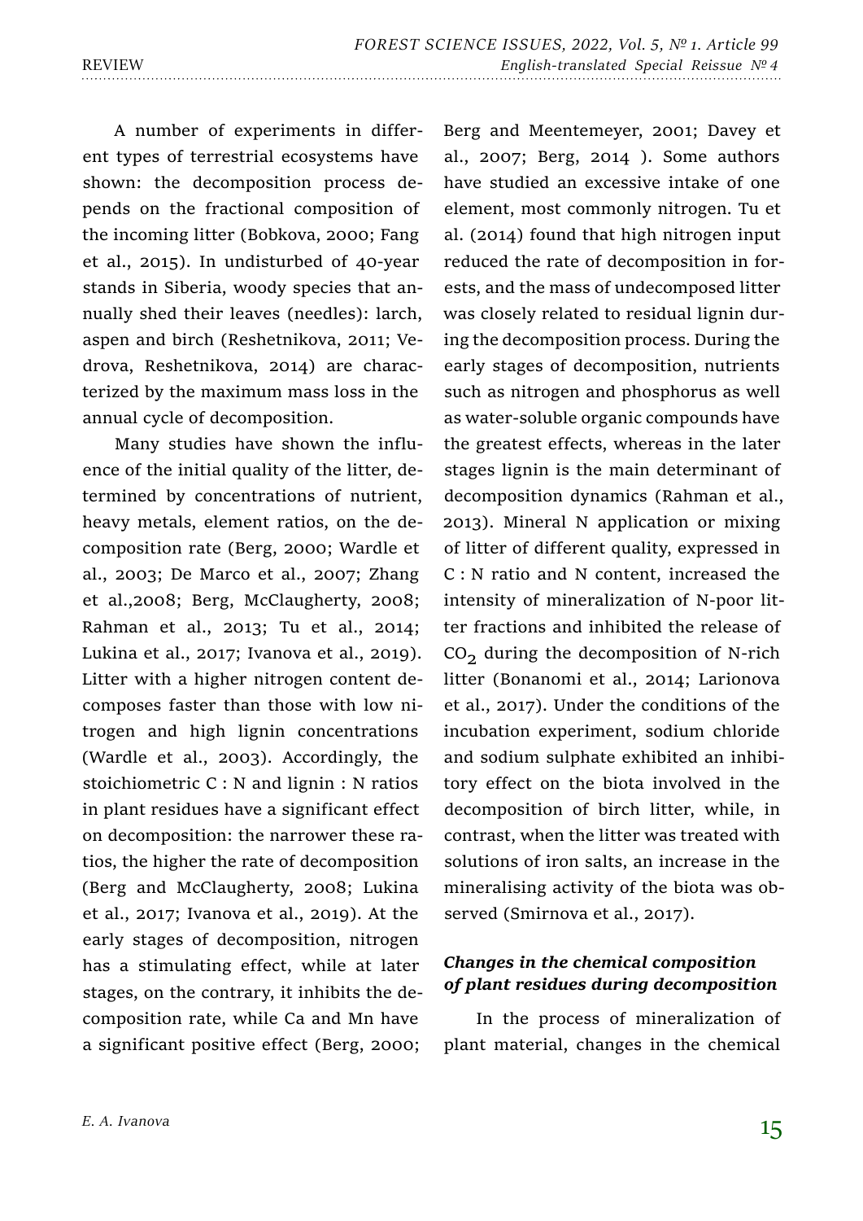A number of experiments in different types of terrestrial ecosystems have shown: the decomposition process depends on the fractional composition of the incoming litter (Bobkova, 2000; Fang et al., 2015). In undisturbed of 40-year stands in Siberia, woody species that annually shed their leaves (needles): larch, aspen and birch (Reshetnikova, 2011; Vedrova, Reshetnikova, 2014) are characterized by the maximum mass loss in the annual cycle of decomposition.

Many studies have shown the influence of the initial quality of the litter, determined by concentrations of nutrient, heavy metals, element ratios, on the decomposition rate (Berg, 2000; Wardle et al., 2003; De Marco et al., 2007; Zhang et al.,2008; Berg, McClaugherty, 2008; Rahman et al., 2013; Tu et al., 2014; Lukina et al., 2017; Ivanova et al., 2019). Litter with a higher nitrogen content decomposes faster than those with low nitrogen and high lignin concentrations (Wardle et al., 2003). Accordingly, the stoichiometric C : N and lignin : N ratios in plant residues have a significant effect on decomposition: the narrower these ratios, the higher the rate of decomposition (Berg and McClaugherty, 2008; Lukina et al., 2017; Ivanova et al., 2019). At the early stages of decomposition, nitrogen has a stimulating effect, while at later stages, on the contrary, it inhibits the decomposition rate, while Ca and Mn have a significant positive effect (Berg, 2000; Berg and Meentemeyer, 2001; Davey et al., 2007; Berg, 2014 ). Some authors have studied an excessive intake of one element, most commonly nitrogen. Tu et al. (2014) found that high nitrogen input reduced the rate of decomposition in forests, and the mass of undecomposed litter was closely related to residual lignin during the decomposition process. During the early stages of decomposition, nutrients such as nitrogen and phosphorus as well as water-soluble organic compounds have the greatest effects, whereas in the later stages lignin is the main determinant of decomposition dynamics (Rahman et al., 2013). Mineral N application or mixing of litter of different quality, expressed in C : N ratio and N content, increased the intensity of mineralization of N-poor litter fractions and inhibited the release of $CO_2$ during the decomposition of N-rich litter (Bonanomi et al., 2014; Larionova et al., 2017). Under the conditions of the incubation experiment, sodium chloride and sodium sulphate exhibited an inhibitory effect on the biota involved in the decomposition of birch litter, while, in contrast, when the litter was treated with solutions of iron salts, an increase in the mineralising activity of the biota was observed (Smirnova et al., 2017).

### *Changes in the chemical composition of plant residues during decomposition*

In the process of mineralization of plant material, changes in the chemical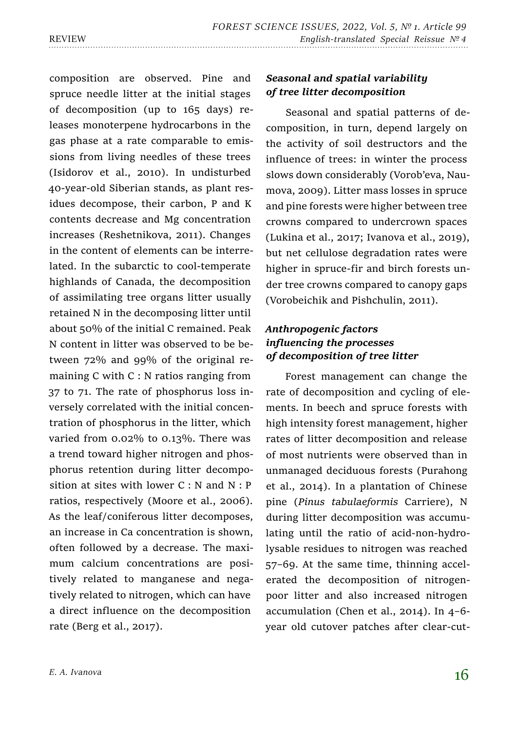composition are observed. Pine and spruce needle litter at the initial stages of decomposition (up to 165 days) releases monoterpene hydrocarbons in the gas phase at a rate comparable to emissions from living needles of these trees (Isidorov et al., 2010). In undisturbed 40-year-old Siberian stands, as plant residues decompose, their carbon, P and K contents decrease and Mg concentration increases (Reshetnikova, 2011). Changes in the content of elements can be interrelated. In the subarctic to cool-temperate highlands of Canada, the decomposition of assimilating tree organs litter usually retained N in the decomposing litter until about 50% of the initial C remained. Peak N content in litter was observed to be between 72% and 99% of the original remaining C with C : N ratios ranging from 37 to 71. The rate of phosphorus loss inversely correlated with the initial concentration of phosphorus in the litter, which varied from 0.02% to 0.13%. There was a trend toward higher nitrogen and phosphorus retention during litter decomposition at sites with lower C : N and N : P ratios, respectively (Moore et al., 2006). As the leaf/coniferous litter decomposes, an increase in Ca concentration is shown, often followed by a decrease. The maximum calcium concentrations are positively related to manganese and negatively related to nitrogen, which can have a direct influence on the decomposition rate (Berg et al., 2017).

### *Seasonal and spatial variability of tree litter decomposition*

Seasonal and spatial patterns of decomposition, in turn, depend largely on the activity of soil destructors and the influence of trees: in winter the process slows down considerably (Vorob'eva, Naumova, 2009). Litter mass losses in spruce and pine forests were higher between tree crowns compared to undercrown spaces (Lukina et al., 2017; Ivanova et al., 2019), but net cellulose degradation rates were higher in spruce-fir and birch forests under tree crowns compared to canopy gaps (Vorobeichik and Pishchulin, 2011).

### *Anthropogenic factors influencing the processes of decomposition of tree litter*

Forest management can change the rate of decomposition and cycling of elements. In beech and spruce forests with high intensity forest management, higher rates of litter decomposition and release of most nutrients were observed than in unmanaged deciduous forests (Purahong et al., 2014). In a plantation of Chinese pine (*Pinus tabulaeformis* Carriere), N during litter decomposition was accumulating until the ratio of acid-non-hydrolysable residues to nitrogen was reached 57–69. At the same time, thinning accelerated the decomposition of nitrogen-poor litter and also increased nitrogen accumulation (Chen et al., 2014). In 4–6-year old cutover patches after clear-cut-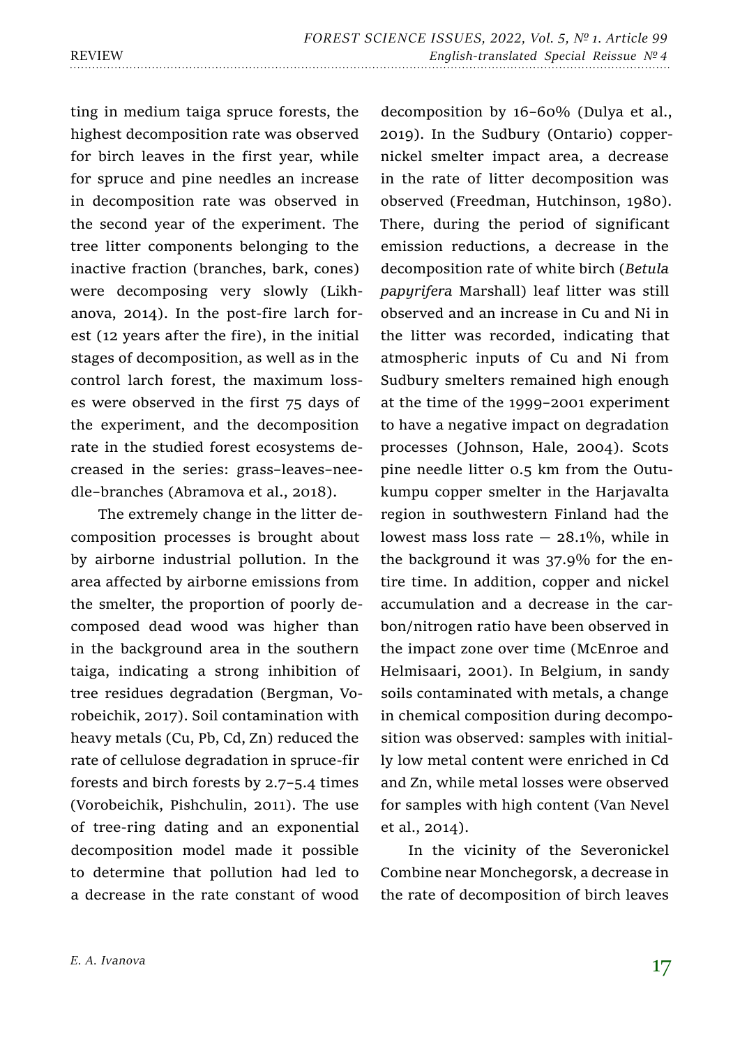ting in medium taiga spruce forests, the highest decomposition rate was observed for birch leaves in the first year, while for spruce and pine needles an increase in decomposition rate was observed in the second year of the experiment. The tree litter components belonging to the inactive fraction (branches, bark, cones) were decomposing very slowly (Likhanova, 2014). In the post-fire larch forest (12 years after the fire), in the initial stages of decomposition, as well as in the control larch forest, the maximum losses were observed in the first 75 days of the experiment, and the decomposition rate in the studied forest ecosystems decreased in the series: grass–leaves–needle–branches (Abramova et al., 2018).

The extremely change in the litter decomposition processes is brought about by airborne industrial pollution. In the area affected by airborne emissions from the smelter, the proportion of poorly decomposed dead wood was higher than in the background area in the southern taiga, indicating a strong inhibition of tree residues degradation (Bergman, Vorobeichik, 2017). Soil contamination with heavy metals (Cu, Pb, Cd, Zn) reduced the rate of cellulose degradation in spruce-fir forests and birch forests by 2.7–5.4 times (Vorobeichik, Pishchulin, 2011). The use of tree-ring dating and an exponential decomposition model made it possible to determine that pollution had led to a decrease in the rate constant of wood decomposition by 16–60% (Dulya et al., 2019). In the Sudbury (Ontario) copper-nickel smelter impact area, a decrease in the rate of litter decomposition was observed (Freedman, Hutchinson, 1980). There, during the period of significant emission reductions, a decrease in the decomposition rate of white birch (*Betula papyrifera* Marshall) leaf litter was still observed and an increase in Cu and Ni in the litter was recorded, indicating that atmospheric inputs of Cu and Ni from Sudbury smelters remained high enough at the time of the 1999–2001 experiment to have a negative impact on degradation processes (Johnson, Hale, 2004). Scots pine needle litter 0.5 km from the Outukumpu copper smelter in the Harjavalta region in southwestern Finland had the lowest mass loss rate — 28.1%, while in the background it was 37.9% for the entire time. In addition, copper and nickel accumulation and a decrease in the carbon/nitrogen ratio have been observed in the impact zone over time (McEnroe and Helmisaari, 2001). In Belgium, in sandy soils contaminated with metals, a change in chemical composition during decomposition was observed: samples with initially low metal content were enriched in Cd and Zn, while metal losses were observed for samples with high content (Van Nevel et al., 2014).

In the vicinity of the Severonickel Combine near Monchegorsk, a decrease in the rate of decomposition of birch leaves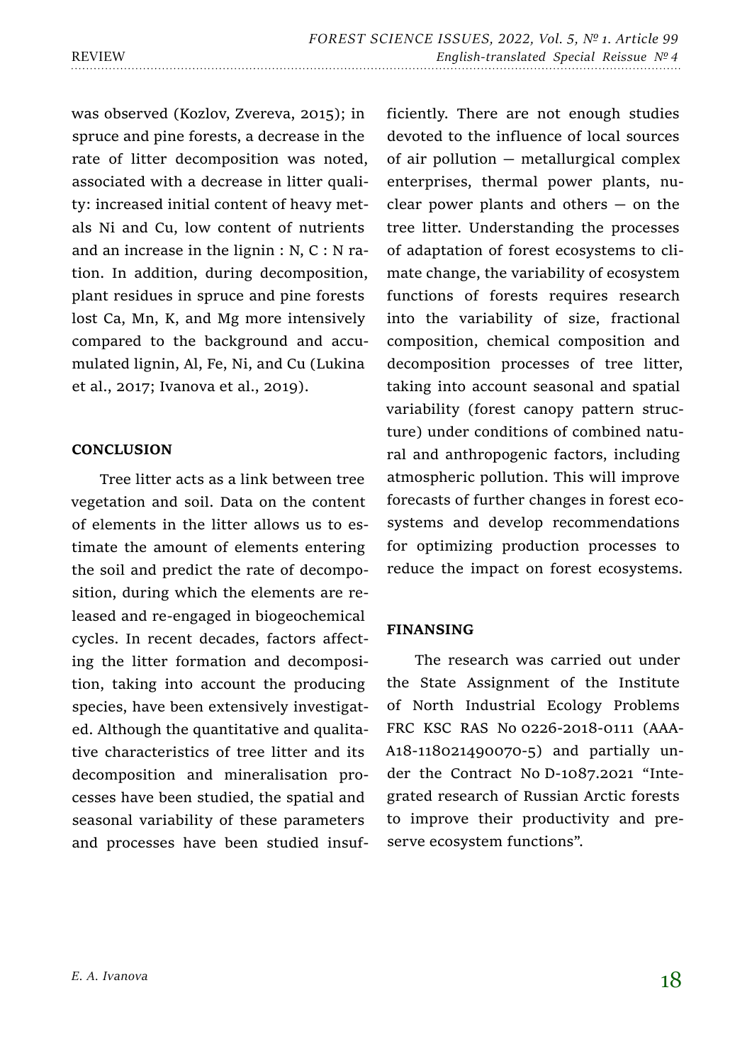was observed (Kozlov, Zvereva, 2015); in spruce and pine forests, a decrease in the rate of litter decomposition was noted, associated with a decrease in litter quality: increased initial content of heavy metals Ni and Cu, low content of nutrients and an increase in the lignin : N, C : N ration. In addition, during decomposition, plant residues in spruce and pine forests lost Ca, Mn, K, and Mg more intensively compared to the background and accumulated lignin, Al, Fe, Ni, and Cu (Lukina et al., 2017; Ivanova et al., 2019).

## CONCLUSION

Tree litter acts as a link between tree vegetation and soil. Data on the content of elements in the litter allows us to estimate the amount of elements entering the soil and predict the rate of decomposition, during which the elements are released and re-engaged in biogeochemical cycles. In recent decades, factors affecting the litter formation and decomposition, taking into account the producing species, have been extensively investigated. Although the quantitative and qualitative characteristics of tree litter and its decomposition and mineralisation processes have been studied, the spatial and seasonal variability of these parameters and processes have been studied insufficiently. There are not enough studies devoted to the influence of local sources of air pollution — metallurgical complex enterprises, thermal power plants, nuclear power plants and others — on the tree litter. Understanding the processes of adaptation of forest ecosystems to climate change, the variability of ecosystem functions of forests requires research into the variability of size, fractional composition, chemical composition and decomposition processes of tree litter, taking into account seasonal and spatial variability (forest canopy pattern structure) under conditions of combined natural and anthropogenic factors, including atmospheric pollution. This will improve forecasts of further changes in forest ecosystems and develop recommendations for optimizing production processes to reduce the impact on forest ecosystems.

## FINANSING

The research was carried out under the State Assignment of the Institute of North Industrial Ecology Problems FRC KSC RAS No 0226-2018-0111 (AAA-A18-118021490070-5) and partially under the Contract No D-1087.2021 "Integrated research of Russian Arctic forests to improve their productivity and preserve ecosystem functions".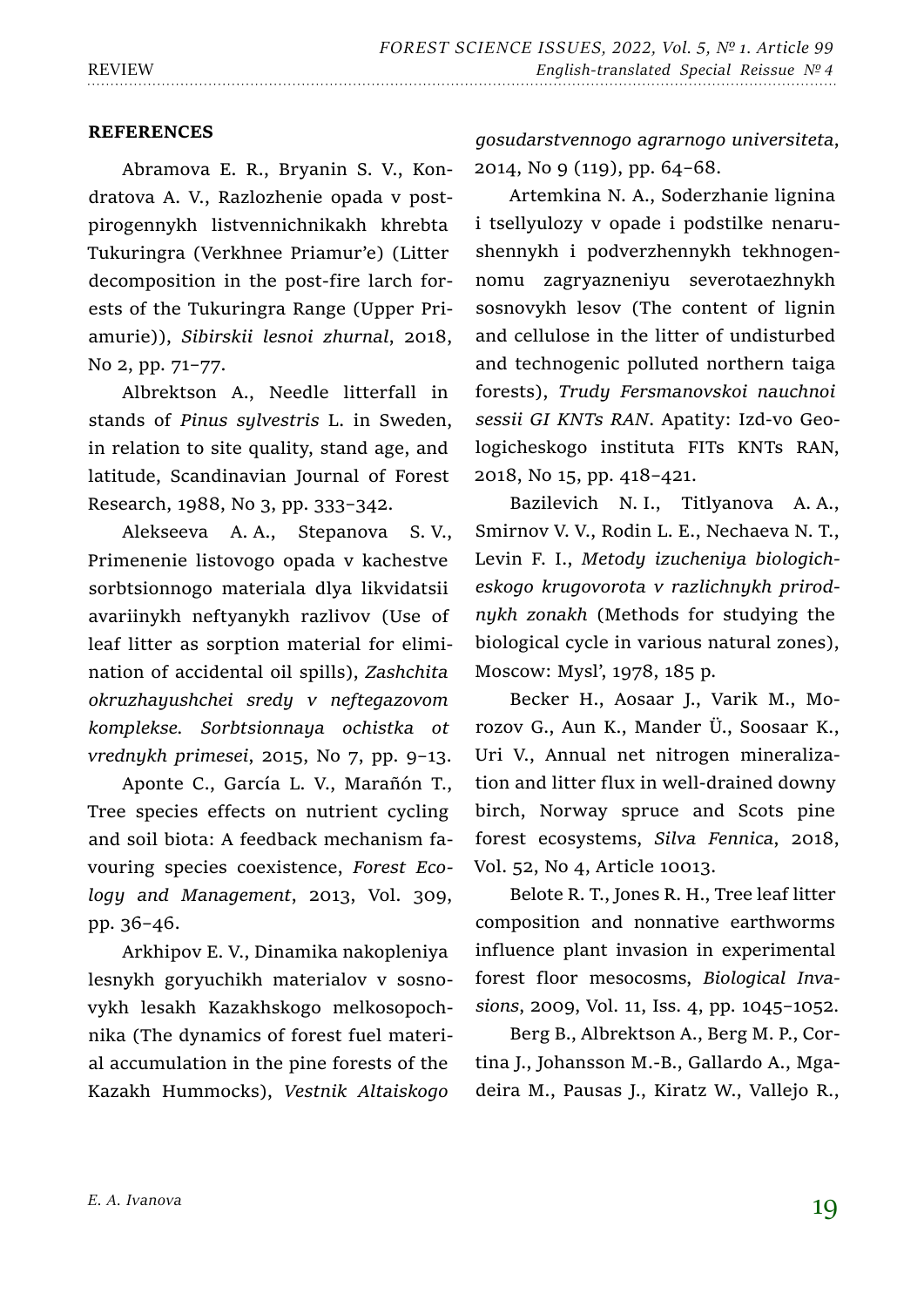**REFERENCES**

Abramova E. R., Bryanin S. V., Kondratova A. V., Razlozhenie opada v postpirogennykh listvennichnikakh khrebta Tukuringra (Verkhnee Priamur'e) (Litter decomposition in the post-fire larch forests of the Tukuringra Range (Upper Priamurie)), *Sibirskii lesnoi zhurnal*, 2018, No 2, pp. 71–77.

Albrektson A., Needle litterfall in stands of *Pinus sylvestris* L. in Sweden, in relation to site quality, stand age, and latitude, Scandinavian Journal of Forest Research, 1988, No 3, pp. 333–342.

Alekseeva A. A., Stepanova S. V., Primenenie listovogo opada v kachestve sorbtsionnogo materiala dlya likvidatsii avariinykh neftyanykh razlivov (Use of leaf litter as sorption material for elimination of accidental oil spills), *Zashchita okruzhayushchei sredy v neftegazovom komplekse. Sorbtsionnaya ochistka ot vrednykh primesei*, 2015, No 7, pp. 9–13.

Aponte C., García L. V., Marañón T., Tree species effects on nutrient cycling and soil biota: A feedback mechanism favouring species coexistence, *Forest Ecology and Management*, 2013, Vol. 309, pp. 36–46.

Arkhipov E. V., Dinamika nakopleniya lesnykh goryuchikh materialov v sosnovykh lesakh Kazakhskogo melkosopochnika (The dynamics of forest fuel material accumulation in the pine forests of the Kazakh Hummocks), *Vestnik Altaiskogo gosudarstvennogo agrarnogo universiteta*, 2014, No 9 (119), pp. 64–68.

Artemkina N. A., Soderzhanie lignina i tsellyulozy v opade i podstilke nenarushennykh i podverzhennykh tekhnogennomu zagryazneniyu severotaezhnykh sosnovykh lesov (The content of lignin and cellulose in the litter of undisturbed and technogenic polluted northern taiga forests), *Trudy Fersmanovskoi nauchnoi sessii GI KNTs RAN*. Apatity: Izd-vo Geologicheskogo instituta FITs KNTs RAN, 2018, No 15, pp. 418–421.

Bazilevich N. I., Titlyanova A. A., Smirnov V. V., Rodin L. E., Nechaeva N. T., Levin F. I., *Metody izucheniya biologicheskogo krugovorota v razlichnykh prirodnykh zonakh* (Methods for studying the biological cycle in various natural zones), Moscow: Mysl', 1978, 185 p.

Becker H., Aosaar J., Varik M., Morozov G., Aun K., Mander Ü., Soosaar K., Uri V., Annual net nitrogen mineralization and litter flux in well-drained downy birch, Norway spruce and Scots pine forest ecosystems, *Silva Fennica*, 2018, Vol. 52, No 4, Article 10013.

Belote R. T., Jones R. H., Tree leaf litter composition and nonnative earthworms influence plant invasion in experimental forest floor mesocosms, *Biological Invasions*, 2009, Vol. 11, Iss. 4, pp. 1045–1052.

Berg B., Albrektson A., Berg M. P., Cortina J., Johansson M.-B., Gallardo A., Mgadeira M., Pausas J., Kiratz W., Vallejo R.,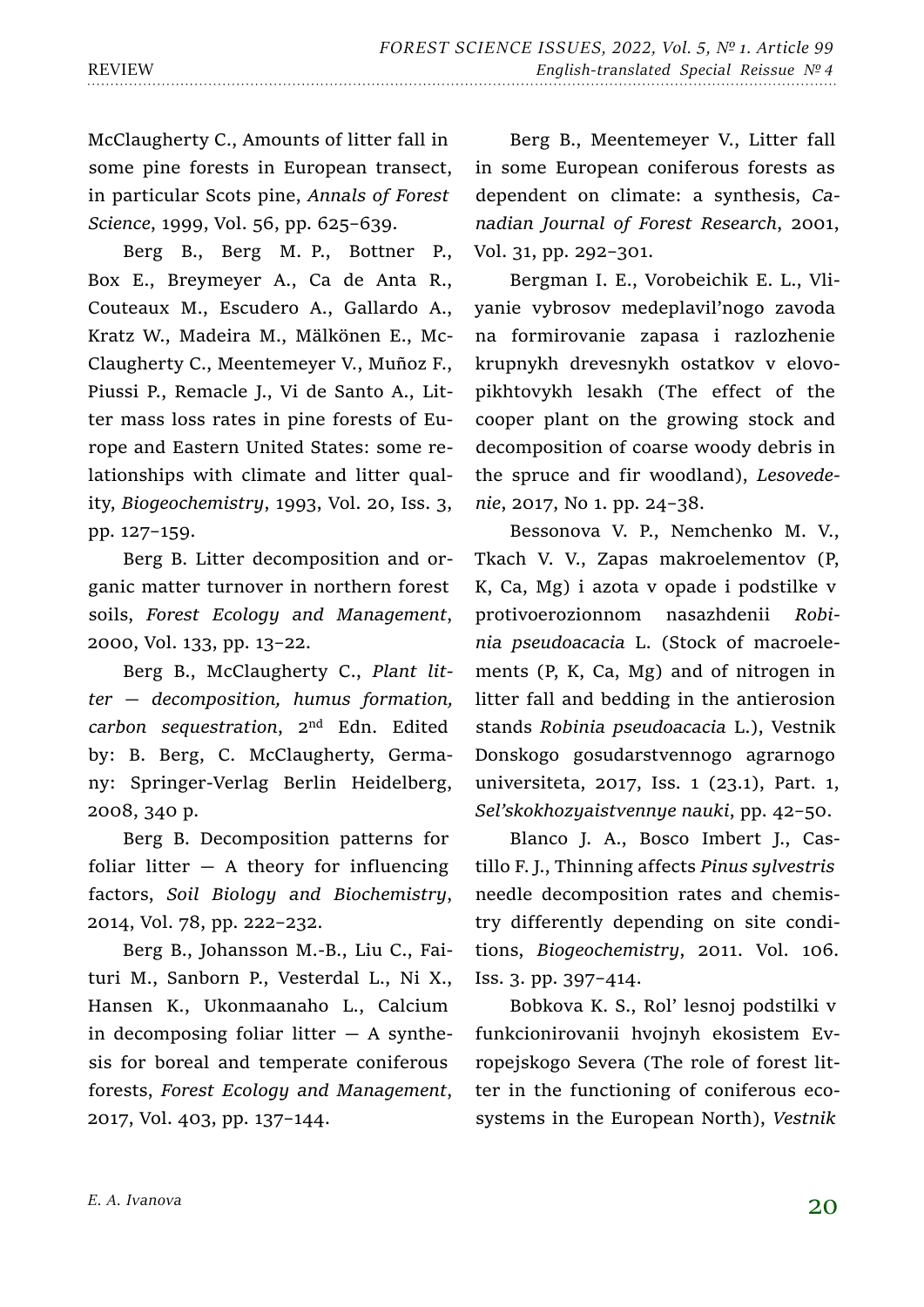McClaugherty C., Amounts of litter fall in some pine forests in European transect, in particular Scots pine, *Annals of Forest Science*, 1999, Vol. 56, pp. 625–639.

Berg B., Berg M. P., Bottner P., Box E., Breymeyer A., Ca de Anta R., Couteaux M., Escudero A., Gallardo A., Kratz W., Madeira M., Mälkönen E., McClaugherty C., Meentemeyer V., Muñoz F., Piussi P., Remacle J., Vi de Santo A., Litter mass loss rates in pine forests of Europe and Eastern United States: some relationships with climate and litter quality, *Biogeochemistry*, 1993, Vol. 20, Iss. 3, pp. 127–159.

Berg B. Litter decomposition and organic matter turnover in northern forest soils, *Forest Ecology and Management*, 2000, Vol. 133, pp. 13–22.

Berg B., McClaugherty C., *Plant litter — decomposition, humus formation, carbon sequestration*, 2nd Edn. Edited by: B. Berg, C. McClaugherty, Germany: Springer-Verlag Berlin Heidelberg, 2008, 340 p.

Berg B. Decomposition patterns for foliar litter — A theory for influencing factors, *Soil Biology and Biochemistry*, 2014, Vol. 78, pp. 222–232.

Berg B., Johansson M.-B., Liu C., Faituri M., Sanborn P., Vesterdal L., Ni X., Hansen K., Ukonmaanaho L., Calcium in decomposing foliar litter — A synthesis for boreal and temperate coniferous forests, *Forest Ecology and Management*, 2017, Vol. 403, pp. 137–144.

Berg B., Meentemeyer V., Litter fall in some European coniferous forests as dependent on climate: a synthesis, *Canadian Journal of Forest Research*, 2001, Vol. 31, pp. 292–301.

Bergman I. E., Vorobeichik E. L., Vliyanie vybrosov medeplavil'nogo zavoda na formirovanie zapasa i razlozhenie krupnykh drevesnykh ostatkov v elovopikhtovykh lesakh (The effect of the cooper plant on the growing stock and decomposition of coarse woody debris in the spruce and fir woodland), *Lesovedenie*, 2017, No 1. pp. 24–38.

Bessonova V. P., Nemchenko M. V., Tkach V. V., Zapas makroelementov (P, K, Ca, Mg) i azota v opade i podstilke v protivoerozionnom nasazhdenii *Robinia pseudoacacia* L. (Stock of macroelements (P, K, Ca, Mg) and of nitrogen in litter fall and bedding in the antierosion stands *Robinia pseudoacacia* L.), Vestnik Donskogo gosudarstvennogo agrarnogo universiteta, 2017, Iss. 1 (23.1), Part. 1, *Sel'skokhozyaistvennye nauki*, pp. 42–50.

Blanco J. A., Bosco Imbert J., Castillo F. J., Thinning affects *Pinus sylvestris* needle decomposition rates and chemistry differently depending on site conditions, *Biogeochemistry*, 2011. Vol. 106. Iss. 3. pp. 397–414.

Bobkova K. S., Rol' lesnoj podstilki v funkcionirovanii hvojnyh ekosistem Evropejskogo Severa (The role of forest litter in the functioning of coniferous ecosystems in the European North), *Vestnik*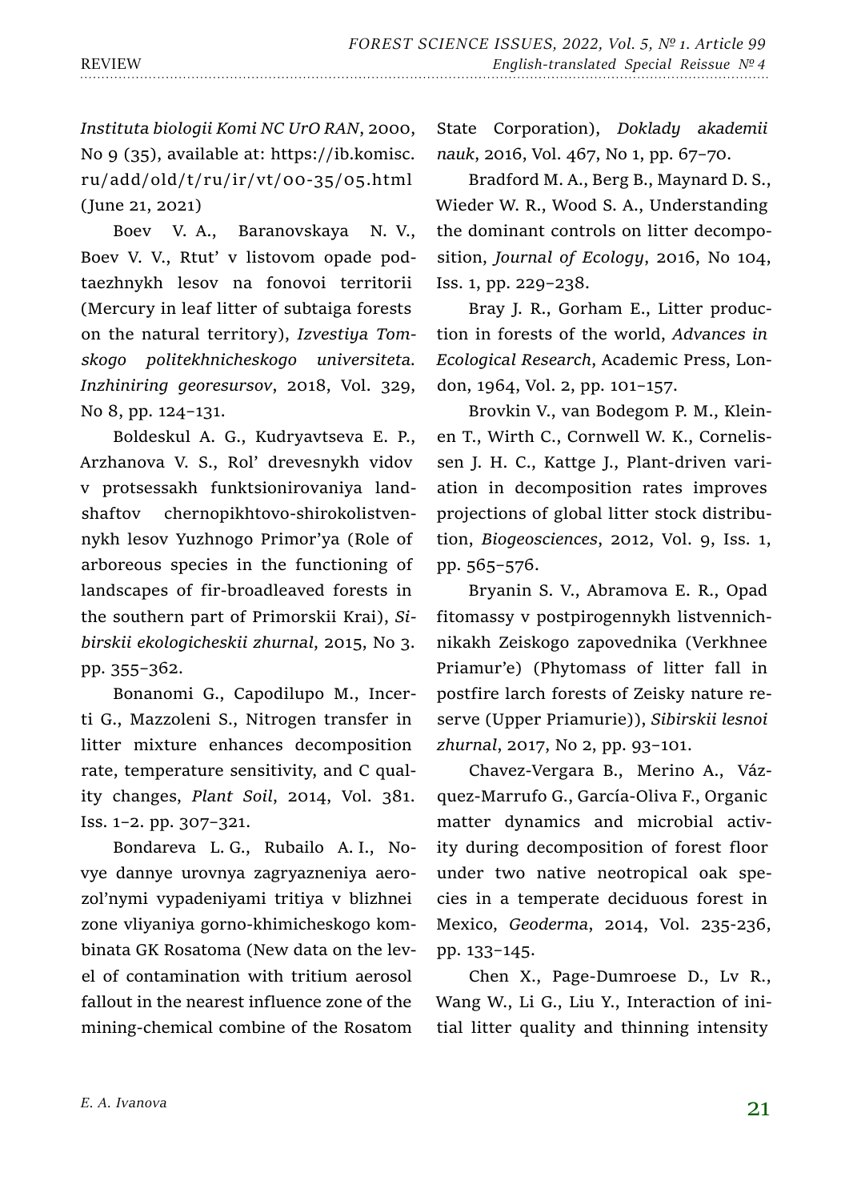*Instituta biologii Komi NC UrO RAN*, 2000, No 9 (35), available at: https://ib.komisc.ru/add/old/t/ru/ir/vt/00-35/05.html (June 21, 2021)

Boev V. A., Baranovskaya N. V., Boev V. V., Rtut' v listovom opade podtaezhnykh lesov na fonovoi territorii (Mercury in leaf litter of subtaiga forests on the natural territory), *Izvestiya Tomskogo politekhnicheskogo universiteta. Inzhiniring georesursov*, 2018, Vol. 329, No 8, pp. 124–131.

Boldeskul A. G., Kudryavtseva E. P., Arzhanova V. S., Rol' drevesnykh vidov v protsessakh funktsionirovaniya landshaftov chernopikhtovo-shirokolistvennykh lesov Yuzhnogo Primor'ya (Role of arboreous species in the functioning of landscapes of fir-broadleaved forests in the southern part of Primorskii Krai), *Sibirskii ekologicheskii zhurnal*, 2015, No 3. pp. 355–362.

Bonanomi G., Capodilupo M., Incerti G., Mazzoleni S., Nitrogen transfer in litter mixture enhances decomposition rate, temperature sensitivity, and C quality changes, *Plant Soil*, 2014, Vol. 381. Iss. 1–2. pp. 307–321.

Bondareva L. G., Rubailo A. I., Novye dannye urovnya zagryazneniya aerozol'nymi vypadeniyami tritiya v blizhnei zone vliyaniya gorno-khimicheskogo kombinata GK Rosatoma (New data on the level of contamination with tritium aerosol fallout in the nearest influence zone of the mining-chemical combine of the Rosatom State Corporation), *Doklady akademii nauk*, 2016, Vol. 467, No 1, pp. 67–70.

Bradford M. A., Berg B., Maynard D. S., Wieder W. R., Wood S. A., Understanding the dominant controls on litter decomposition, *Journal of Ecology*, 2016, No 104, Iss. 1, pp. 229–238.

Bray J. R., Gorham E., Litter production in forests of the world, *Advances in Ecological Research*, Academic Press, London, 1964, Vol. 2, pp. 101–157.

Brovkin V., van Bodegom P. M., Kleinen T., Wirth C., Cornwell W. K., Cornelissen J. H. C., Kattge J., Plant-driven variation in decomposition rates improves projections of global litter stock distribution, *Biogeosciences*, 2012, Vol. 9, Iss. 1, pp. 565–576.

Bryanin S. V., Abramova E. R., Opad fitomassy v postpirogennykh listvennichnikakh Zeiskogo zapovednika (Verkhnee Priamur'e) (Phytomass of litter fall in postfire larch forests of Zeisky nature reserve (Upper Priamurie)), *Sibirskii lesnoi zhurnal*, 2017, No 2, pp. 93–101.

Chavez-Vergara B., Merino A., Vázquez-Marrufo G., García-Oliva F., Organic matter dynamics and microbial activity during decomposition of forest floor under two native neotropical oak species in a temperate deciduous forest in Mexico, *Geoderma*, 2014, Vol. 235-236, pp. 133–145.

Chen X., Page-Dumroese D., Lv R., Wang W., Li G., Liu Y., Interaction of initial litter quality and thinning intensity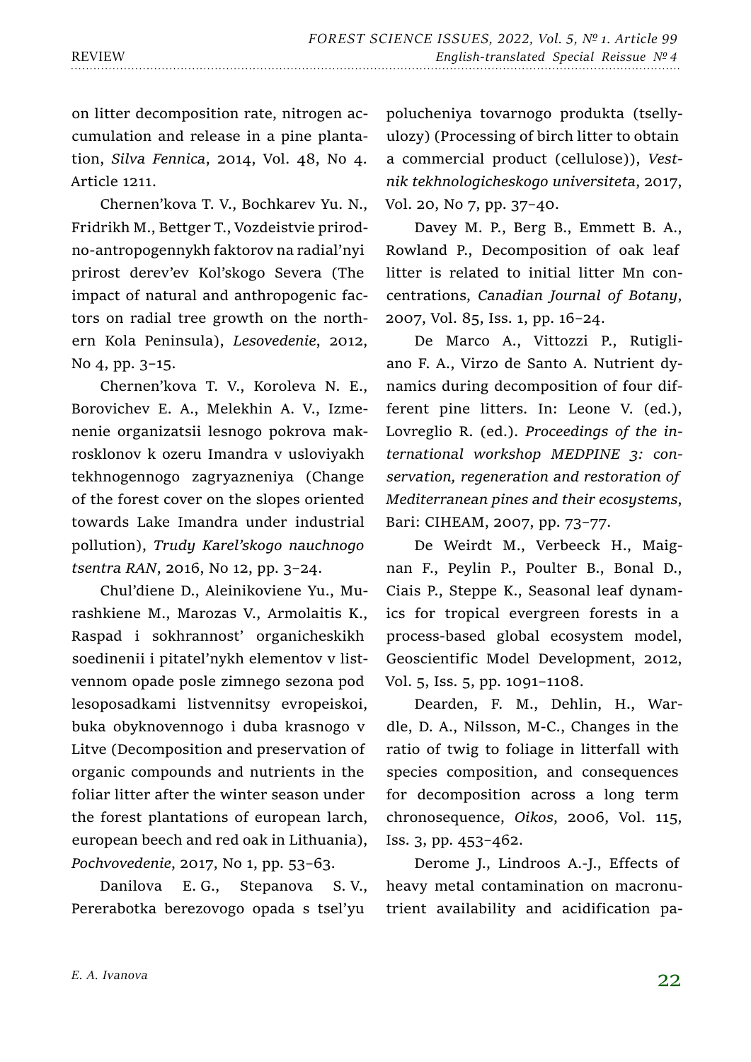on litter decomposition rate, nitrogen accumulation and release in a pine plantation, *Silva Fennica*, 2014, Vol. 48, No 4. Article 1211.

Chernen'kova T. V., Bochkarev Yu. N., Fridrikh M., Bettger T., Vozdeistvie prirodno-antropogennykh faktorov na radial'nyi prirost derev'ev Kol'skogo Severa (The impact of natural and anthropogenic factors on radial tree growth on the northern Kola Peninsula), *Lesovedenie*, 2012, No 4, pp. 3–15.

Chernen'kova T. V., Koroleva N. E., Borovichev E. A., Melekhin A. V., Izmenenie organizatsii lesnogo pokrova makrosklonov k ozeru Imandra v usloviyakh tekhnogennogo zagryazneniya (Change of the forest cover on the slopes oriented towards Lake Imandra under industrial pollution), *Trudy Karel'skogo nauchnogo tsentra RAN*, 2016, No 12, pp. 3–24.

Chul'diene D., Aleinikoviene Yu., Murashkiene M., Marozas V., Armolaitis K., Raspad i sokhrannost' organicheskikh soedinenii i pitatel'nykh elementov v listvennom opade posle zimnego sezona pod lesoposadkami listvennitsy evropeiskoi, buka obyknovennogo i duba krasnogo v Litve (Decomposition and preservation of organic compounds and nutrients in the foliar litter after the winter season under the forest plantations of european larch, european beech and red oak in Lithuania), *Pochvovedenie*, 2017, No 1, pp. 53–63.

Danilova E. G., Stepanova S. V., Pererabotka berezovogo opada s tsel'yu polucheniya tovarnogo produkta (tsellyulozy) (Processing of birch litter to obtain a commercial product (cellulose)), *Vestnik tekhnologicheskogo universiteta*, 2017, Vol. 20, No 7, pp. 37–40.

Davey M. P., Berg B., Emmett B. A., Rowland P., Decomposition of oak leaf litter is related to initial litter Mn concentrations, *Canadian Journal of Botany*, 2007, Vol. 85, Iss. 1, pp. 16–24.

De Marco A., Vittozzi P., Rutigliano F. A., Virzo de Santo A. Nutrient dynamics during decomposition of four different pine litters. In: Leone V. (ed.), Lovreglio R. (ed.). *Proceedings of the international workshop MEDPINE 3: conservation, regeneration and restoration of Mediterranean pines and their ecosystems*, Bari: CIHEAM, 2007, pp. 73–77.

De Weirdt M., Verbeeck H., Maignan F., Peylin P., Poulter B., Bonal D., Ciais P., Steppe K., Seasonal leaf dynamics for tropical evergreen forests in a process-based global ecosystem model, Geoscientific Model Development, 2012, Vol. 5, Iss. 5, pp. 1091–1108.

Dearden, F. M., Dehlin, H., Wardle, D. A., Nilsson, M-C., Changes in the ratio of twig to foliage in litterfall with species composition, and consequences for decomposition across a long term chronosequence, *Oikos*, 2006, Vol. 115, Iss. 3, pp. 453–462.

Derome J., Lindroos A.-J., Effects of heavy metal contamination on macronutrient availability and acidification pa-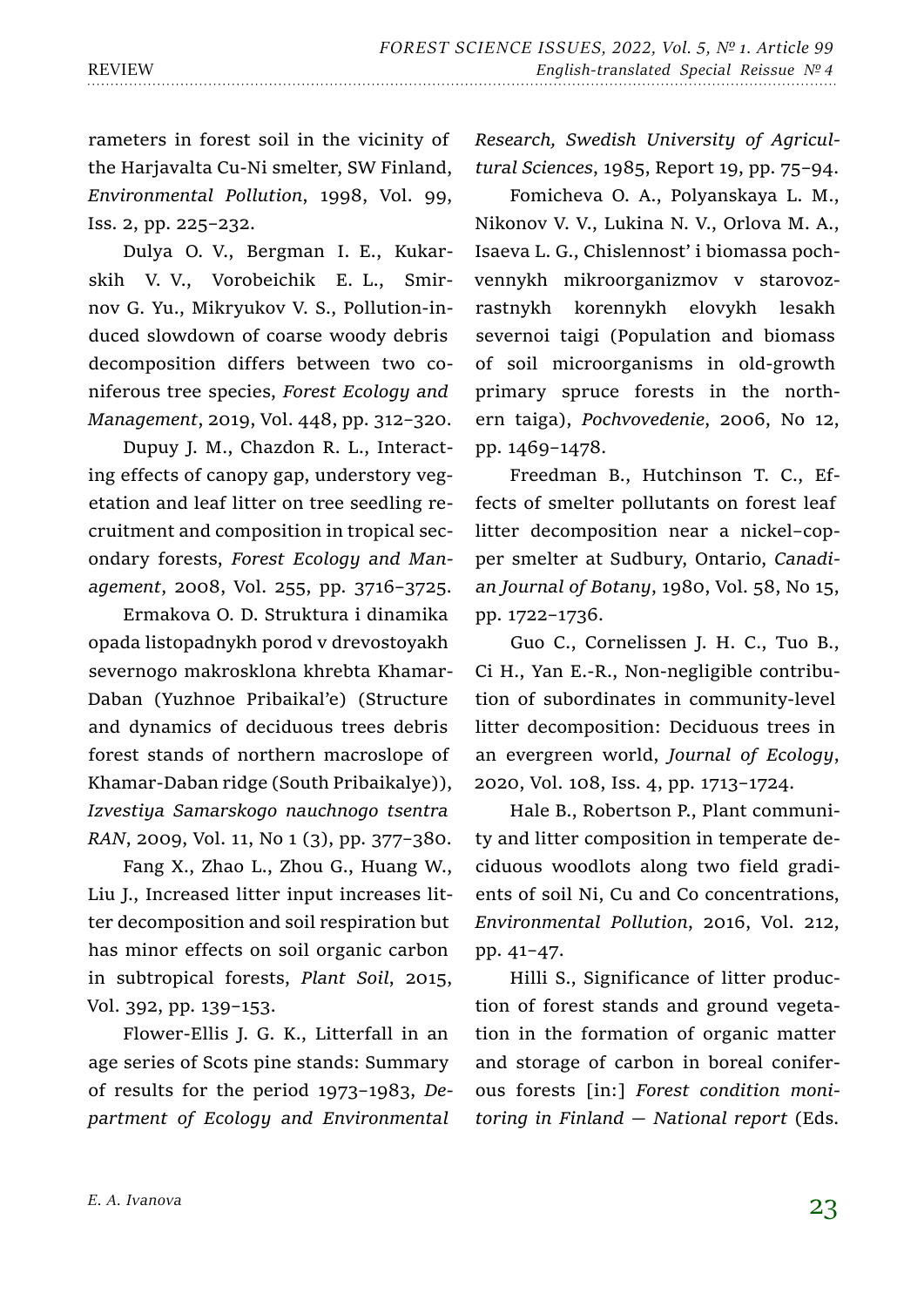rameters in forest soil in the vicinity of the Harjavalta Cu-Ni smelter, SW Finland, *Environmental Pollution*, 1998, Vol. 99, Iss. 2, pp. 225–232.

Dulya O. V., Bergman I. E., Kukarskih V. V., Vorobeichik E. L., Smirnov G. Yu., Mikryukov V. S., Pollution-induced slowdown of coarse woody debris decomposition differs between two coniferous tree species, *Forest Ecology and Management*, 2019, Vol. 448, pp. 312–320.

Dupuy J. M., Chazdon R. L., Interacting effects of canopy gap, understory vegetation and leaf litter on tree seedling recruitment and composition in tropical secondary forests, *Forest Ecology and Management*, 2008, Vol. 255, pp. 3716–3725.

Ermakova O. D. Struktura i dinamika opada listopadnykh porod v drevostoyakh severnogo makrosklona khrebta Khamar-Daban (Yuzhnoe Pribaikal'e) (Structure and dynamics of deciduous trees debris forest stands of northern macroslope of Khamar-Daban ridge (South Pribaikalye)), *Izvestiya Samarskogo nauchnogo tsentra RAN*, 2009, Vol. 11, No 1 (3), pp. 377–380.

Fang X., Zhao L., Zhou G., Huang W., Liu J., Increased litter input increases litter decomposition and soil respiration but has minor effects on soil organic carbon in subtropical forests, *Plant Soil*, 2015, Vol. 392, pp. 139–153.

Flower-Ellis J. G. K., Litterfall in an age series of Scots pine stands: Summary of results for the period 1973–1983, *Department of Ecology and Environmental Research, Swedish University of Agricultural Sciences*, 1985, Report 19, pp. 75–94.

Fomicheva O. A., Polyanskaya L. M., Nikonov V. V., Lukina N. V., Orlova M. A., Isaeva L. G., Chislennost' i biomassa pochvennykh mikroorganizmov v starovozrastnykh korennykh elovykh lesakh severnoi taigi (Population and biomass of soil microorganisms in old-growth primary spruce forests in the northern taiga), *Pochvovedenie*, 2006, No 12, pp. 1469–1478.

Freedman B., Hutchinson T. C., Effects of smelter pollutants on forest leaf litter decomposition near a nickel–copper smelter at Sudbury, Ontario, *Canadian Journal of Botany*, 1980, Vol. 58, No 15, pp. 1722–1736.

Guo C., Cornelissen J. H. C., Tuo B., Ci H., Yan E.-R., Non-negligible contribution of subordinates in community-level litter decomposition: Deciduous trees in an evergreen world, *Journal of Ecology*, 2020, Vol. 108, Iss. 4, pp. 1713–1724.

Hale B., Robertson P., Plant community and litter composition in temperate deciduous woodlots along two field gradients of soil Ni, Cu and Co concentrations, *Environmental Pollution*, 2016, Vol. 212, pp. 41–47.

Hilli S., Significance of litter production of forest stands and ground vegetation in the formation of organic matter and storage of carbon in boreal coniferous forests [in:] *Forest condition monitoring in Finland — National report* (Eds.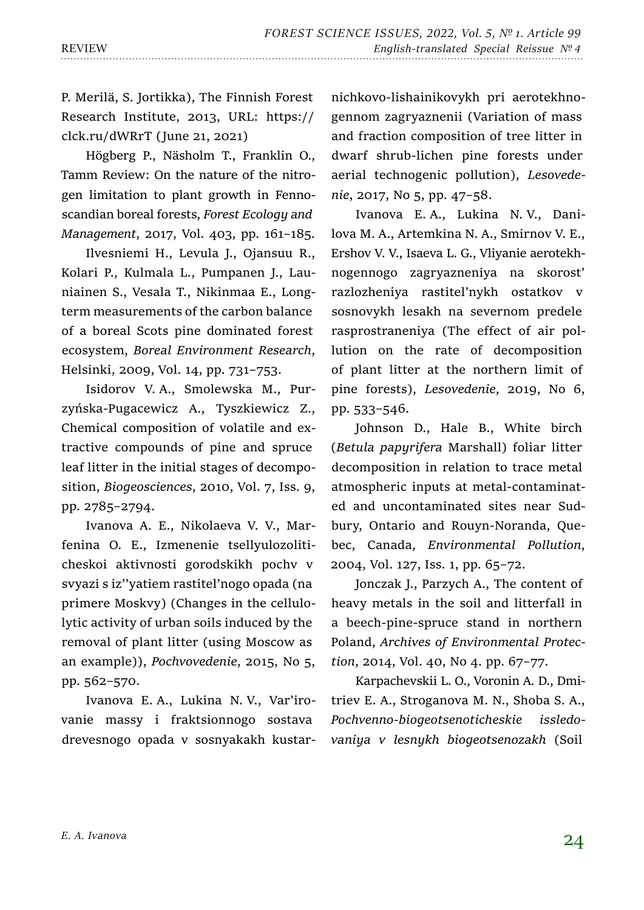P. Merilä, S. Jortikka), The Finnish Forest Research Institute, 2013, URL: https://clck.ru/dWRrT (June 21, 2021)

Högberg P., Näsholm T., Franklin O., Tamm Review: On the nature of the nitrogen limitation to plant growth in Fennoscandian boreal forests, *Forest Ecology and Management*, 2017, Vol. 403, pp. 161–185.

Ilvesniemi H., Levula J., Ojansuu R., Kolari P., Kulmala L., Pumpanen J., Launiainen S., Vesala T., Nikinmaa E., Long-term measurements of the carbon balance of a boreal Scots pine dominated forest ecosystem, *Boreal Environment Research*, Helsinki, 2009, Vol. 14, pp. 731–753.

Isidorov V. A., Smolewska M., Purzyńska-Pugacewicz A., Tyszkiewicz Z., Chemical composition of volatile and extractive compounds of pine and spruce leaf litter in the initial stages of decomposition, *Biogeosciences*, 2010, Vol. 7, Iss. 9, pp. 2785–2794.

Ivanova A. E., Nikolaeva V. V., Marfenina O. E., Izmenenie tsellyulozoliticheskoi aktivnosti gorodskikh pochv v svyazi s iz''yatiem rastitel'nogo opada (na primere Moskvy) (Changes in the cellulolytic activity of urban soils induced by the removal of plant litter (using Moscow as an example)), *Pochvovedenie*, 2015, No 5, pp. 562–570.

Ivanova E. A., Lukina N. V., Var'irovanie massy i fraktsionnogo sostava drevesnogo opada v sosnyakakh kustarnichkovo-lishainikovykh pri aerotekhnogennom zagryaznenii (Variation of mass and fraction composition of tree litter in dwarf shrub-lichen pine forests under aerial technogenic pollution), *Lesovedenie*, 2017, No 5, pp. 47–58.

Ivanova E. A., Lukina N. V., Danilova M. A., Artemkina N. A., Smirnov V. E., Ershov V. V., Isaeva L. G., Vliyanie aerotekhnogennogo zagryazneniya na skorost' razlozheniya rastitel'nykh ostatkov v sosnovykh lesakh na severnom predele rasprostraneniya (The effect of air pollution on the rate of decomposition of plant litter at the northern limit of pine forests), *Lesovedenie*, 2019, No 6, pp. 533–546.

Johnson D., Hale B., White birch (*Betula papyrifera* Marshall) foliar litter decomposition in relation to trace metal atmospheric inputs at metal-contaminated and uncontaminated sites near Sudbury, Ontario and Rouyn-Noranda, Quebec, Canada, *Environmental Pollution*, 2004, Vol. 127, Iss. 1, pp. 65–72.

Jonczak J., Parzych A., The content of heavy metals in the soil and litterfall in a beech-pine-spruce stand in northern Poland, *Archives of Environmental Protection*, 2014, Vol. 40, No 4. pp. 67–77.

Karpachevskii L. O., Voronin A. D., Dmitriev E. A., Stroganova M. N., Shoba S. A., *Pochvenno-biogeotsenoticheskie issledovaniya v lesnykh biogeotsenozakh* (Soil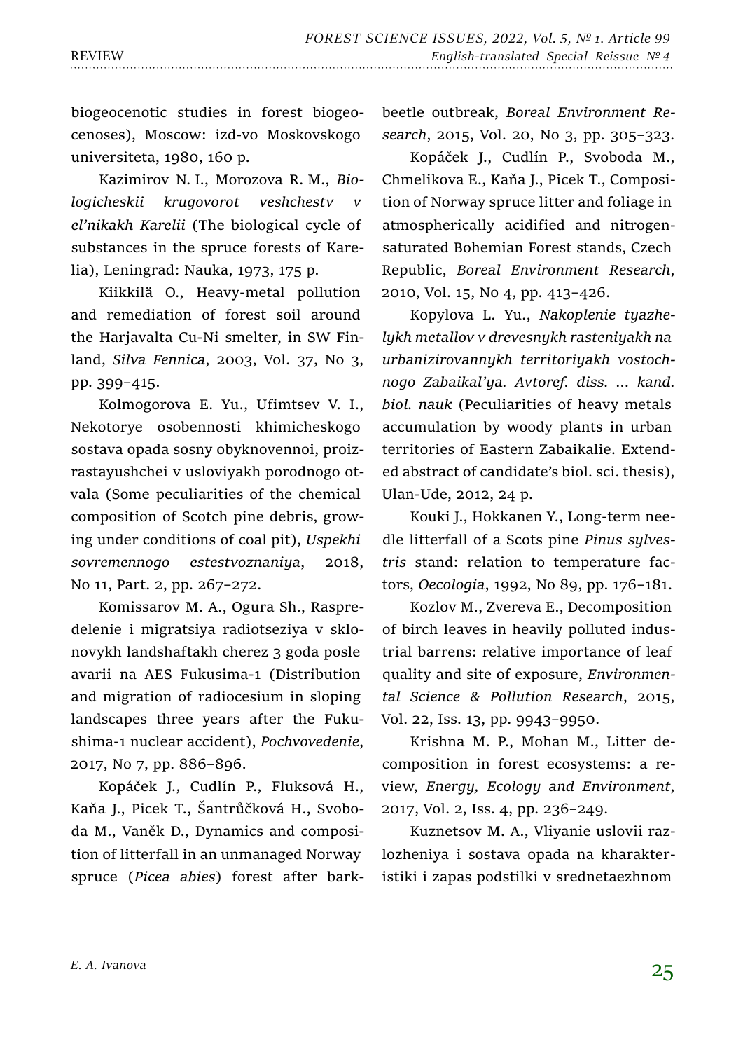biogeocenotic studies in forest biogeocenoses), Moscow: izd-vo Moskovskogo universiteta, 1980, 160 p.

Kazimirov N. I., Morozova R. M., *Biologicheskii krugovorot veshchestv v el'nikakh Karelii* (The biological cycle of substances in the spruce forests of Karelia), Leningrad: Nauka, 1973, 175 p.

Kiikkilä O., Heavy-metal pollution and remediation of forest soil around the Harjavalta Cu-Ni smelter, in SW Finland, *Silva Fennica*, 2003, Vol. 37, No 3, pp. 399–415.

Kolmogorova E. Yu., Ufimtsev V. I., Nekotorye osobennosti khimicheskogo sostava opada sosny obyknovennoi, proizrastayushchei v usloviyakh porodnogo otvala (Some peculiarities of the chemical composition of Scotch pine debris, growing under conditions of coal pit), *Uspekhi sovremennogo estestvoznaniya*, 2018, No 11, Part. 2, pp. 267–272.

Komissarov M. A., Ogura Sh., Raspredelenie i migratsiya radiotseziya v sklonovykh landshaftakh cherez 3 goda posle avarii na AES Fukusima-1 (Distribution and migration of radiocesium in sloping landscapes three years after the Fukushima-1 nuclear accident), *Pochvovedenie*, 2017, No 7, pp. 886–896.

Kopáček J., Cudlín P., Fluksová H., Kaňa J., Picek T., Šantrůčková H., Svoboda M., Vaněk D., Dynamics and composition of litterfall in an unmanaged Norway spruce (*Picea abies*) forest after bark-beetle outbreak, *Boreal Environment Research*, 2015, Vol. 20, No 3, pp. 305–323.

Kopáček J., Cudlín P., Svoboda M., Chmelikova E., Kaňa J., Picek T., Composition of Norway spruce litter and foliage in atmospherically acidified and nitrogen-saturated Bohemian Forest stands, Czech Republic, *Boreal Environment Research*, 2010, Vol. 15, No 4, pp. 413–426.

Kopylova L. Yu., *Nakoplenie tyazhelykh metallov v drevesnykh rasteniyakh na urbanizirovannykh territoriyakh vostochnogo Zabaikal'ya. Avtoref. diss. … kand. biol. nauk* (Peculiarities of heavy metals accumulation by woody plants in urban territories of Eastern Zabaikalie. Extended abstract of candidate's biol. sci. thesis), Ulan-Ude, 2012, 24 p.

Kouki J., Hokkanen Y., Long-term needle litterfall of a Scots pine *Pinus sylvestris* stand: relation to temperature factors, *Oecologia*, 1992, No 89, pp. 176–181.

Kozlov M., Zvereva E., Decomposition of birch leaves in heavily polluted industrial barrens: relative importance of leaf quality and site of exposure, *Environmental Science & Pollution Research*, 2015, Vol. 22, Iss. 13, pp. 9943–9950.

Krishna M. P., Mohan M., Litter decomposition in forest ecosystems: a review, *Energy, Ecology and Environment*, 2017, Vol. 2, Iss. 4, pp. 236–249.

Kuznetsov M. A., Vliyanie uslovii razlozheniya i sostava opada na kharakteristiki i zapas podstilki v srednetaezhnom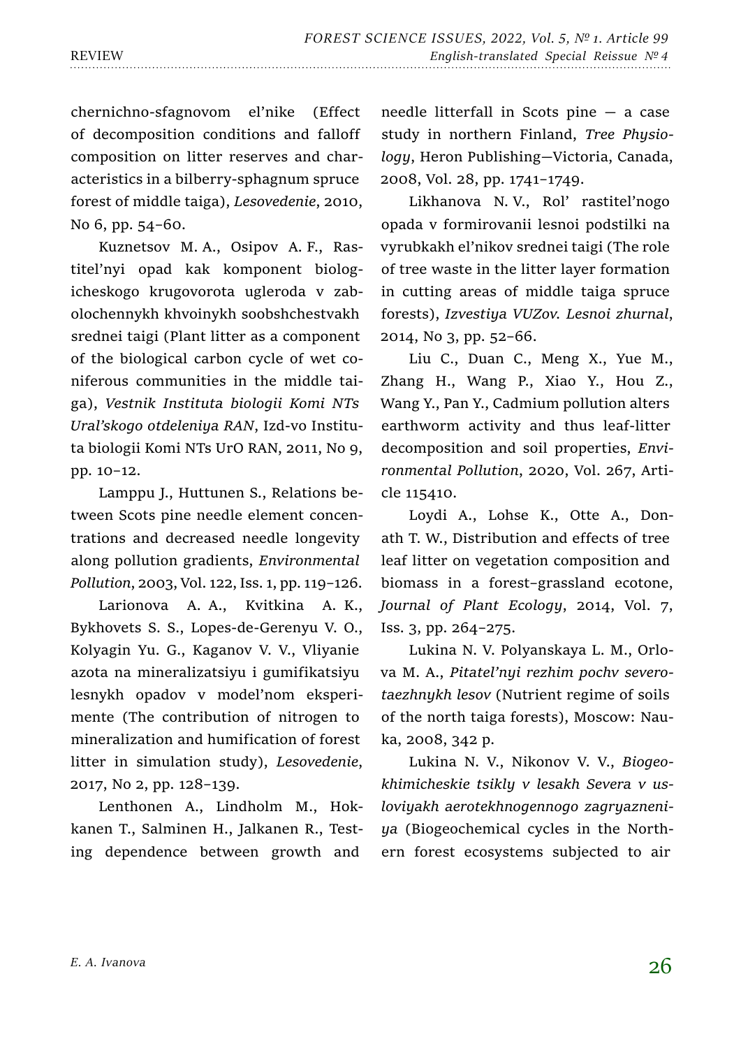chernichno-sfagnovom el'nike (Effect of decomposition conditions and falloff composition on litter reserves and characteristics in a bilberry-sphagnum spruce forest of middle taiga), *Lesovedenie*, 2010, No 6, pp. 54–60.

Kuznetsov M. A., Osipov A. F., Rastitel'nyi opad kak komponent biologicheskogo krugovorota ugleroda v zabolochennykh khvoinykh soobshchestvakh srednei taigi (Plant litter as a component of the biological carbon cycle of wet coniferous communities in the middle taiga), *Vestnik Instituta biologii Komi NTs Ural'skogo otdeleniya RAN*, Izd-vo Instituta biologii Komi NTs UrO RAN, 2011, No 9, pp. 10–12.

Lamppu J., Huttunen S., Relations between Scots pine needle element concentrations and decreased needle longevity along pollution gradients, *Environmental Pollution*, 2003, Vol. 122, Iss. 1, pp. 119–126.

Larionova A. A., Kvitkina A. K., Bykhovets S. S., Lopes-de-Gerenyu V. O., Kolyagin Yu. G., Kaganov V. V., Vliyanie azota na mineralizatsiyu i gumifikatsiyu lesnykh opadov v model'nom eksperimente (The contribution of nitrogen to mineralization and humification of forest litter in simulation study), *Lesovedenie*, 2017, No 2, pp. 128–139.

Lenthonen A., Lindholm M., Hokkanen T., Salminen H., Jalkanen R., Testing dependence between growth and needle litterfall in Scots pine — a case study in northern Finland, *Tree Physiology*, Heron Publishing—Victoria, Canada, 2008, Vol. 28, pp. 1741–1749.

Likhanova N. V., Rol' rastitel'nogo opada v formirovanii lesnoi podstilki na vyrubkakh el'nikov srednei taigi (The role of tree waste in the litter layer formation in cutting areas of middle taiga spruce forests), *Izvestiya VUZov. Lesnoi zhurnal*, 2014, No 3, pp. 52–66.

Liu C., Duan C., Meng X., Yue M., Zhang H., Wang P., Xiao Y., Hou Z., Wang Y., Pan Y., Cadmium pollution alters earthworm activity and thus leaf-litter decomposition and soil properties, *Environmental Pollution*, 2020, Vol. 267, Article 115410.

Loydi A., Lohse K., Otte A., Donath T. W., Distribution and effects of tree leaf litter on vegetation composition and biomass in a forest–grassland ecotone, *Journal of Plant Ecology*, 2014, Vol. 7, Iss. 3, pp. 264–275.

Lukina N. V. Polyanskaya L. M., Orlova M. A., *Pitatel'nyi rezhim pochv severotaezhnykh lesov* (Nutrient regime of soils of the north taiga forests), Moscow: Nauka, 2008, 342 p.

Lukina N. V., Nikonov V. V., *Biogeokhimicheskie tsikly v lesakh Severa v usloviyakh aerotekhnogennogo zagryazneniya* (Biogeochemical cycles in the Northern forest ecosystems subjected to air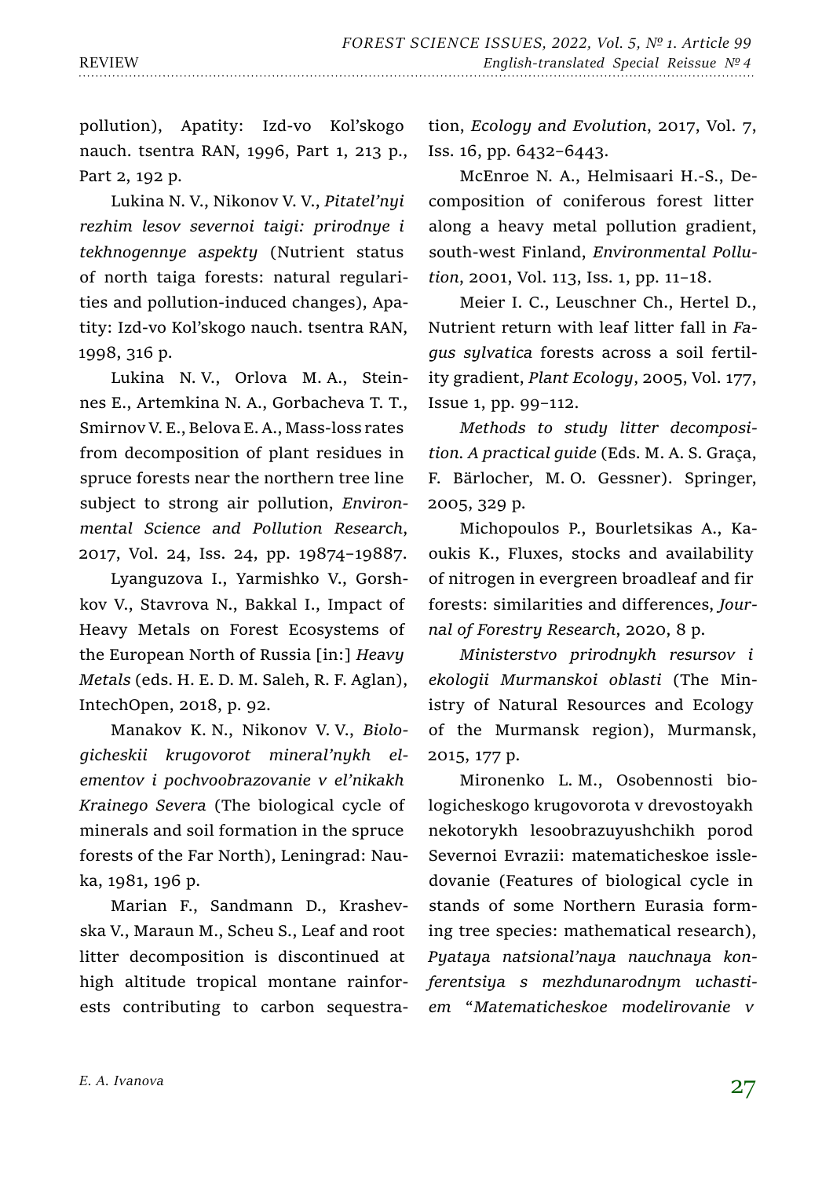pollution), Apatity: Izd-vo Kol'skogo nauch. tsentra RAN, 1996, Part 1, 213 p., Part 2, 192 p.

Lukina N. V., Nikonov V. V., *Pitatel'nyi rezhim lesov severnoi taigi: prirodnye i tekhnogennye aspekty* (Nutrient status of north taiga forests: natural regularities and pollution-induced changes), Apatity: Izd-vo Kol'skogo nauch. tsentra RAN, 1998, 316 p.

Lukina N. V., Orlova M. A., Steinnes E., Artemkina N. A., Gorbacheva T. T., Smirnov V. E., Belova E. A., Mass-loss rates from decomposition of plant residues in spruce forests near the northern tree line subject to strong air pollution, *Environmental Science and Pollution Research*, 2017, Vol. 24, Iss. 24, pp. 19874–19887.

Lyanguzova I., Yarmishko V., Gorshkov V., Stavrova N., Bakkal I., Impact of Heavy Metals on Forest Ecosystems of the European North of Russia [in:] *Heavy Metals* (eds. H. E. D. M. Saleh, R. F. Aglan), IntechOpen, 2018, p. 92.

Manakov K. N., Nikonov V. V., *Biologicheskii krugovorot mineral'nykh elementov i pochvoobrazovanie v el'nikakh Krainego Severa* (The biological cycle of minerals and soil formation in the spruce forests of the Far North), Leningrad: Nauka, 1981, 196 p.

Marian F., Sandmann D., Krashevska V., Maraun M., Scheu S., Leaf and root litter decomposition is discontinued at high altitude tropical montane rainforests contributing to carbon sequestration, *Ecology and Evolution*, 2017, Vol. 7, Iss. 16, pp. 6432–6443.

McEnroe N. A., Helmisaari H.-S., Decomposition of coniferous forest litter along a heavy metal pollution gradient, south-west Finland, *Environmental Pollution*, 2001, Vol. 113, Iss. 1, pp. 11–18.

Meier I. C., Leuschner Ch., Hertel D., Nutrient return with leaf litter fall in *Fagus sylvatica* forests across a soil fertility gradient, *Plant Ecology*, 2005, Vol. 177, Issue 1, pp. 99–112.

*Methods to study litter decomposition. A practical guide* (Eds. M. A. S. Graça, F. Bärlocher, M. O. Gessner). Springer, 2005, 329 p.

Michopoulos P., Bourletsikas A., Kaoukis K., Fluxes, stocks and availability of nitrogen in evergreen broadleaf and fir forests: similarities and differences, *Journal of Forestry Research*, 2020, 8 p.

*Ministerstvo prirodnykh resursov i ekologii Murmanskoi oblasti* (The Ministry of Natural Resources and Ecology of the Murmansk region), Murmansk, 2015, 177 p.

Mironenko L. M., Osobennosti biologicheskogo krugovorota v drevostoyakh nekotorykh lesoobrazuyushchikh porod Severnoi Evrazii: matematicheskoe issledovanie (Features of biological cycle in stands of some Northern Eurasia forming tree species: mathematical research), *Pyataya natsional'naya nauchnaya konferentsiya s mezhdunarodnym uchastiem "Matematicheskoe modelirovanie v*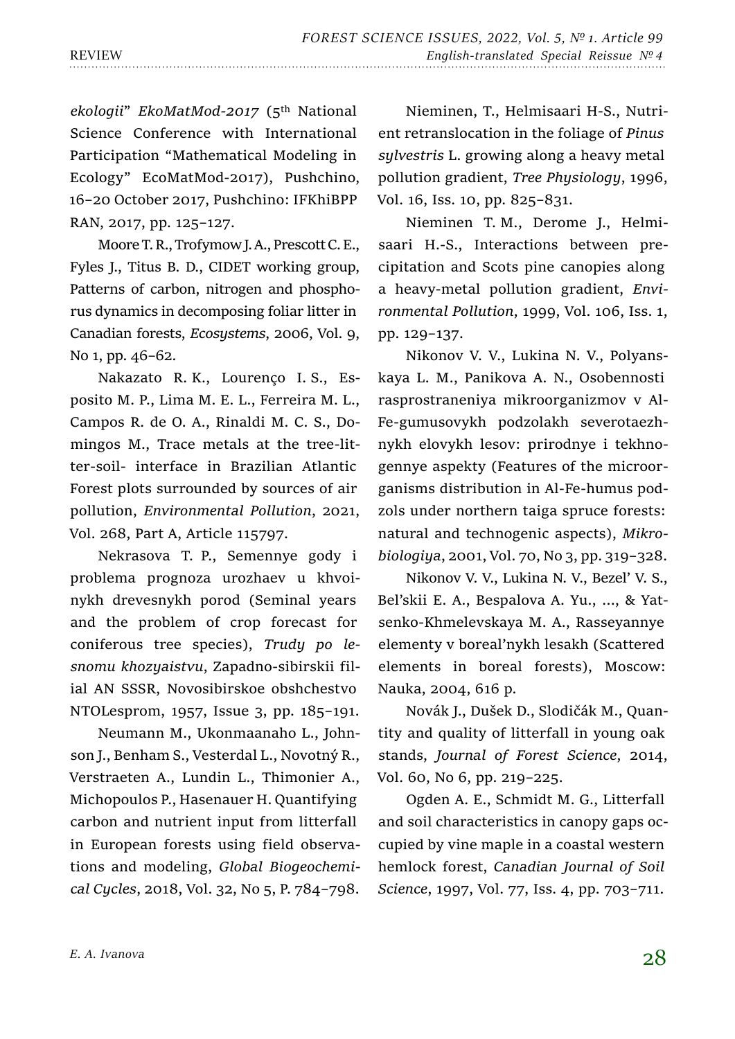*ekologii*" *EkoMatMod-2017* (5th National Science Conference with International Participation "Mathematical Modeling in Ecology" EcoMatMod-2017), Pushchino, 16–20 October 2017, Pushchino: IFKhiBPP RAN, 2017, pp. 125–127.

Moore T. R., Trofymow J. A., Prescott C. E., Fyles J., Titus B. D., CIDET working group, Patterns of carbon, nitrogen and phosphorus dynamics in decomposing foliar litter in Canadian forests, *Ecosystems*, 2006, Vol. 9, No 1, pp. 46–62.

Nakazato R. K., Lourenço I. S., Esposito M. P., Lima M. E. L., Ferreira M. L., Campos R. de O. A., Rinaldi M. C. S., Domingos M., Trace metals at the tree-litter-soil- interface in Brazilian Atlantic Forest plots surrounded by sources of air pollution, *Environmental Pollution*, 2021, Vol. 268, Part A, Article 115797.

Nekrasova T. P., Semennye gody i problema prognoza urozhaev u khvoinykh drevesnykh porod (Seminal years and the problem of crop forecast for coniferous tree species), *Trudy po lesnomu khozyaistvu*, Zapadno-sibirskii filial AN SSSR, Novosibirskoe obshchestvo NTOLesprom, 1957, Issue 3, pp. 185–191.

Neumann M., Ukonmaanaho L., Johnson J., Benham S., Vesterdal L., Novotný R., Verstraeten A., Lundin L., Thimonier A., Michopoulos P., Hasenauer H. Quantifying carbon and nutrient input from litterfall in European forests using field observations and modeling, *Global Biogeochemical Cycles*, 2018, Vol. 32, No 5, P. 784–798.

Nieminen, T., Helmisaari H-S., Nutrient retranslocation in the foliage of *Pinus sylvestris* L. growing along a heavy metal pollution gradient, *Tree Physiology*, 1996, Vol. 16, Iss. 10, pp. 825–831.

Nieminen T. M., Derome J., Helmisaari H.-S., Interactions between precipitation and Scots pine canopies along a heavy-metal pollution gradient, *Environmental Pollution*, 1999, Vol. 106, Iss. 1, pp. 129–137.

Nikonov V. V., Lukina N. V., Polyanskaya L. M., Panikova A. N., Osobennosti rasprostraneniya mikroorganizmov v Al-Fe-gumusovykh podzolakh severotaezhnykh elovykh lesov: prirodnye i tekhnogennye aspekty (Features of the microorganisms distribution in Al-Fe-humus podzols under northern taiga spruce forests: natural and technogenic aspects), *Mikrobiologiya*, 2001, Vol. 70, No 3, pp. 319–328.

Nikonov V. V., Lukina N. V., Bezel' V. S., Bel'skii E. A., Bespalova A. Yu., ..., & Yatsenko-Khmelevskaya M. A., Rasseyannye elementy v boreal'nykh lesakh (Scattered elements in boreal forests), Moscow: Nauka, 2004, 616 p.

Novák J., Dušek D., Slodičák M., Quantity and quality of litterfall in young oak stands, *Journal of Forest Science*, 2014, Vol. 60, No 6, pp. 219–225.

Ogden A. E., Schmidt M. G., Litterfall and soil characteristics in canopy gaps occupied by vine maple in a coastal western hemlock forest, *Canadian Journal of Soil Science*, 1997, Vol. 77, Iss. 4, pp. 703–711.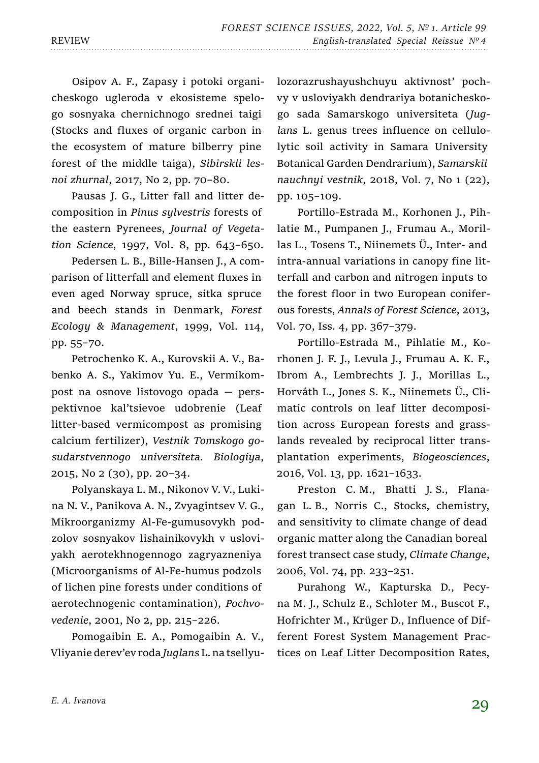Osipov A. F., Zapasy i potoki organicheskogo ugleroda v ekosisteme spelogo sosnyaka chernichnogo srednei taigi (Stocks and fluxes of organic carbon in the ecosystem of mature bilberry pine forest of the middle taiga), *Sibirskii lesnoi zhurnal*, 2017, No 2, pp. 70–80.

Pausas J. G., Litter fall and litter decomposition in *Pinus sylvestris* forests of the eastern Pyrenees, *Journal of Vegetation Science*, 1997, Vol. 8, pp. 643–650.

Pedersen L. B., Bille-Hansen J., A comparison of litterfall and element fluxes in even aged Norway spruce, sitka spruce and beech stands in Denmark, *Forest Ecology & Management*, 1999, Vol. 114, pp. 55–70.

Petrochenko K. A., Kurovskii A. V., Babenko A. S., Yakimov Yu. E., Vermikompost na osnove listovogo opada — perspektivnoe kal'tsievoe udobrenie (Leaf litter-based vermicompost as promising calcium fertilizer), *Vestnik Tomskogo gosudarstvennogo universiteta. Biologiya*, 2015, No 2 (30), pp. 20–34.

Polyanskaya L. M., Nikonov V. V., Lukina N. V., Panikova A. N., Zvyagintsev V. G., Mikroorganizmy Al-Fe-gumusovykh podzolov sosnyakov lishainikovykh v usloviyakh aerotekhnogennogo zagryazneniya (Microorganisms of Al-Fe-humus podzols of lichen pine forests under conditions of aerotechnogenic contamination), *Pochvovedenie*, 2001, No 2, pp. 215–226.

Pomogaibin E. A., Pomogaibin A. V., Vliyanie derev'ev roda *Juglans* L. na tsellyulozorazrushayushchuyu aktivnost' pochvy v usloviyakh dendrariya botanicheskogo sada Samarskogo universiteta (*Juglans* L. genus trees influence on cellulolytic soil activity in Samara University Botanical Garden Dendrarium), *Samarskii nauchnyi vestnik*, 2018, Vol. 7, No 1 (22), pp. 105–109.

Portillo-Estrada M., Korhonen J., Pihlatie M., Pumpanen J., Frumau A., Morillas L., Tosens T., Niinemets Ü., Inter- and intra-annual variations in canopy fine litterfall and carbon and nitrogen inputs to the forest floor in two European coniferous forests, *Annals of Forest Science*, 2013, Vol. 70, Iss. 4, pp. 367–379.

Portillo-Estrada M., Pihlatie M., Korhonen J. F. J., Levula J., Frumau A. K. F., Ibrom A., Lembrechts J. J., Morillas L., Horváth L., Jones S. K., Niinemets Ü., Climatic controls on leaf litter decomposition across European forests and grasslands revealed by reciprocal litter transplantation experiments, *Biogeosciences*, 2016, Vol. 13, pp. 1621–1633.

Preston C. M., Bhatti J. S., Flanagan L. B., Norris C., Stocks, chemistry, and sensitivity to climate change of dead organic matter along the Canadian boreal forest transect case study, *Climate Change*, 2006, Vol. 74, pp. 233–251.

Purahong W., Kapturska D., Pecyna M. J., Schulz E., Schloter M., Buscot F., Hofrichter M., Krüger D., Influence of Different Forest System Management Practices on Leaf Litter Decomposition Rates,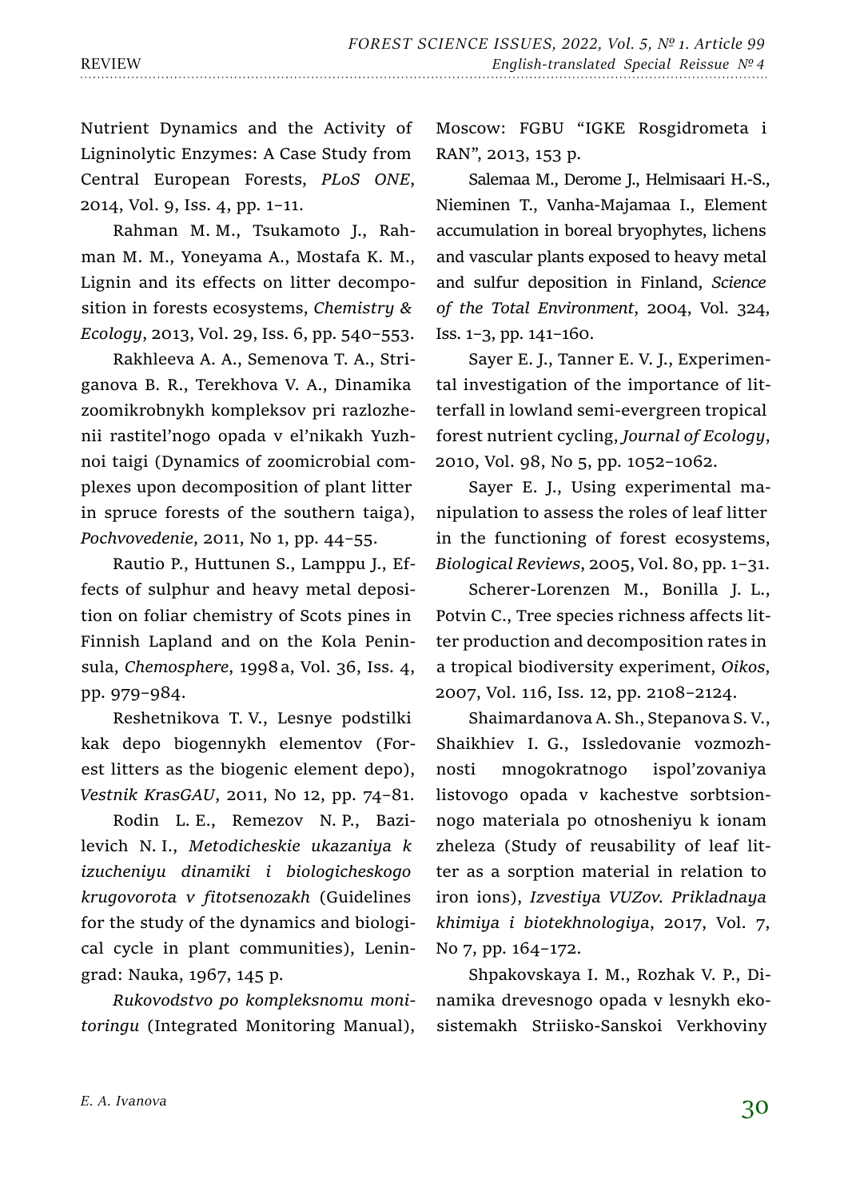Nutrient Dynamics and the Activity of Ligninolytic Enzymes: A Case Study from Central European Forests, *PLoS ONE*, 2014, Vol. 9, Iss. 4, pp. 1–11.

Rahman M. M., Tsukamoto J., Rahman M. M., Yoneyama A., Mostafa K. M., Lignin and its effects on litter decomposition in forests ecosystems, *Chemistry & Ecology*, 2013, Vol. 29, Iss. 6, pp. 540–553.

Rakhleeva A. A., Semenova T. A., Striganova B. R., Terekhova V. A., Dinamika zoomikrobnykh kompleksov pri razlozhenii rastitel'nogo opada v el'nikakh Yuzhnoi taigi (Dynamics of zoomicrobial complexes upon decomposition of plant litter in spruce forests of the southern taiga), *Pochvovedenie*, 2011, No 1, pp. 44–55.

Rautio P., Huttunen S., Lamppu J., Effects of sulphur and heavy metal deposition on foliar chemistry of Scots pines in Finnish Lapland and on the Kola Peninsula, *Chemosphere*, 1998 a, Vol. 36, Iss. 4, pp. 979–984.

Reshetnikova T. V., Lesnye podstilki kak depo biogennykh elementov (Forest litters as the biogenic element depo), *Vestnik KrasGAU*, 2011, No 12, pp. 74–81.

Rodin L. E., Remezov N. P., Bazilevich N. I., *Metodicheskie ukazaniya k izucheniyu dinamiki i biologicheskogo krugovorota v fitotsenozakh* (Guidelines for the study of the dynamics and biological cycle in plant communities), Leningrad: Nauka, 1967, 145 p.

*Rukovodstvo po kompleksnomu monitoringu* (Integrated Monitoring Manual), Moscow: FGBU "IGKE Rosgidrometa i RAN", 2013, 153 p.

Salemaa M., Derome J., Helmisaari H.-S., Nieminen T., Vanha-Majamaa I., Element accumulation in boreal bryophytes, lichens and vascular plants exposed to heavy metal and sulfur deposition in Finland, *Science of the Total Environment*, 2004, Vol. 324, Iss. 1–3, pp. 141–160.

Sayer E. J., Tanner E. V. J., Experimental investigation of the importance of litterfall in lowland semi-evergreen tropical forest nutrient cycling, *Journal of Ecology*, 2010, Vol. 98, No 5, pp. 1052–1062.

Sayer E. J., Using experimental manipulation to assess the roles of leaf litter in the functioning of forest ecosystems, *Biological Reviews*, 2005, Vol. 80, pp. 1–31.

Scherer-Lorenzen M., Bonilla J. L., Potvin C., Tree species richness affects litter production and decomposition rates in a tropical biodiversity experiment, *Oikos*, 2007, Vol. 116, Iss. 12, pp. 2108–2124.

Shaimardanova A. Sh., Stepanova S. V., Shaikhiev I. G., Issledovanie vozmozhnosti mnogokratnogo ispol'zovaniya listovogo opada v kachestve sorbtsionnogo materiala po otnosheniyu k ionam zheleza (Study of reusability of leaf litter as a sorption material in relation to iron ions), *Izvestiya VUZov. Prikladnaya khimiya i biotekhnologiya*, 2017, Vol. 7, No 7, pp. 164–172.

Shpakovskaya I. M., Rozhak V. P., Dinamika drevesnogo opada v lesnykh ekosistemakh Striisko-Sanskoi Verkhoviny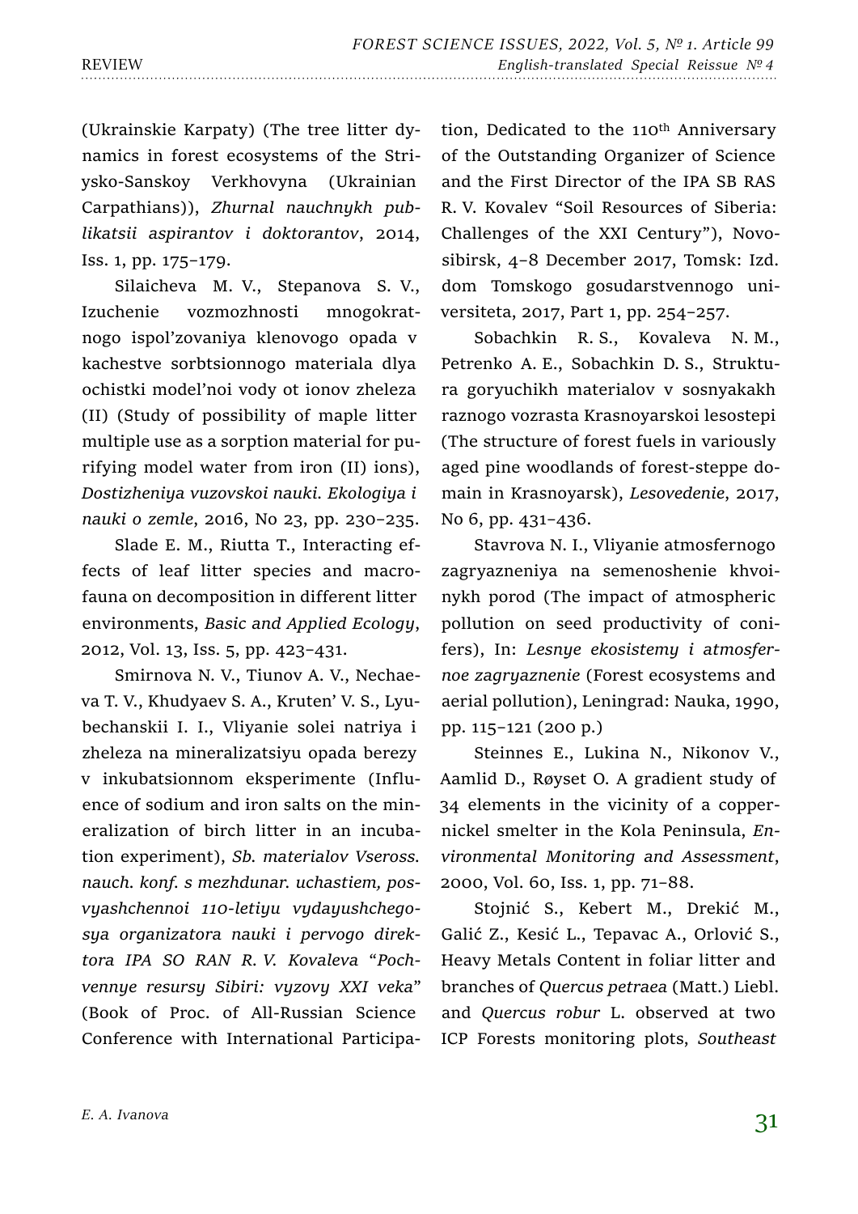(Ukrainskie Karpaty) (The tree litter dynamics in forest ecosystems of the Strysko-Sanskoy Verkhovyna (Ukrainian Carpathians)), *Zhurnal nauchnykh publikatsii aspirantov i doktorantov*, 2014, Iss. 1, pp. 175–179.

Silaicheva M. V., Stepanova S. V., Izuchenie vozmozhnosti mnogokratnogo ispol'zovaniya klenovogo opada v kachestve sorbtsionnogo materiala dlya ochistki model'noi vody ot ionov zheleza (II) (Study of possibility of maple litter multiple use as a sorption material for purifying model water from iron (II) ions), *Dostizheniya vuzovskoi nauki. Ekologiya i nauki o zemle*, 2016, No 23, pp. 230–235.

Slade E. M., Riutta T., Interacting effects of leaf litter species and macrofauna on decomposition in different litter environments, *Basic and Applied Ecology*, 2012, Vol. 13, Iss. 5, pp. 423–431.

Smirnova N. V., Tiunov A. V., Nechaeva T. V., Khudyaev S. A., Kruten' V. S., Lyubechanskii I. I., Vliyanie solei natriya i zheleza na mineralizatsiyu opada berezy v inkubatsionnom eksperimente (Influence of sodium and iron salts on the mineralization of birch litter in an incubation experiment), *Sb. materialov Vseross. nauch. konf. s mezhdunar. uchastiem, posvyashchennoi 110-letiyu vydayushchegosya organizatora nauki i pervogo direktora IPA SO RAN R. V. Kovaleva "Pochvennye resursy Sibiri: vyzovy XXI veka"* (Book of Proc. of All-Russian Science Conference with International Participation, Dedicated to the 110th Anniversary of the Outstanding Organizer of Science and the First Director of the IPA SB RAS R. V. Kovalev "Soil Resources of Siberia: Challenges of the XXI Century"), Novosibirsk, 4–8 December 2017, Tomsk: Izd. dom Tomskogo gosudarstvennogo universiteta, 2017, Part 1, pp. 254–257.

Sobachkin R. S., Kovaleva N. M., Petrenko A. E., Sobachkin D. S., Struktura goryuchikh materialov v sosnyakakh raznogo vozrasta Krasnoyarskoi lesostepi (The structure of forest fuels in variously aged pine woodlands of forest-steppe domain in Krasnoyarsk), *Lesovedenie*, 2017, No 6, pp. 431–436.

Stavrova N. I., Vliyanie atmosfernogo zagryazneniya na semenoshenie khvoinykh porod (The impact of atmospheric pollution on seed productivity of conifers), In: *Lesnye ekosistemy i atmosfernoe zagryaznenie* (Forest ecosystems and aerial pollution), Leningrad: Nauka, 1990, pp. 115–121 (200 p.)

Steinnes E., Lukina N., Nikonov V., Aamlid D., Røyset O. A gradient study of 34 elements in the vicinity of a copper-nickel smelter in the Kola Peninsula, *Environmental Monitoring and Assessment*, 2000, Vol. 60, Iss. 1, pp. 71–88.

Stojnić S., Kebert M., Drekić M., Galić Z., Kesić L., Tepavac A., Orlović S., Heavy Metals Content in foliar litter and branches of *Quercus petraea* (Matt.) Liebl. and *Quercus robur* L. observed at two ICP Forests monitoring plots, *Southeast*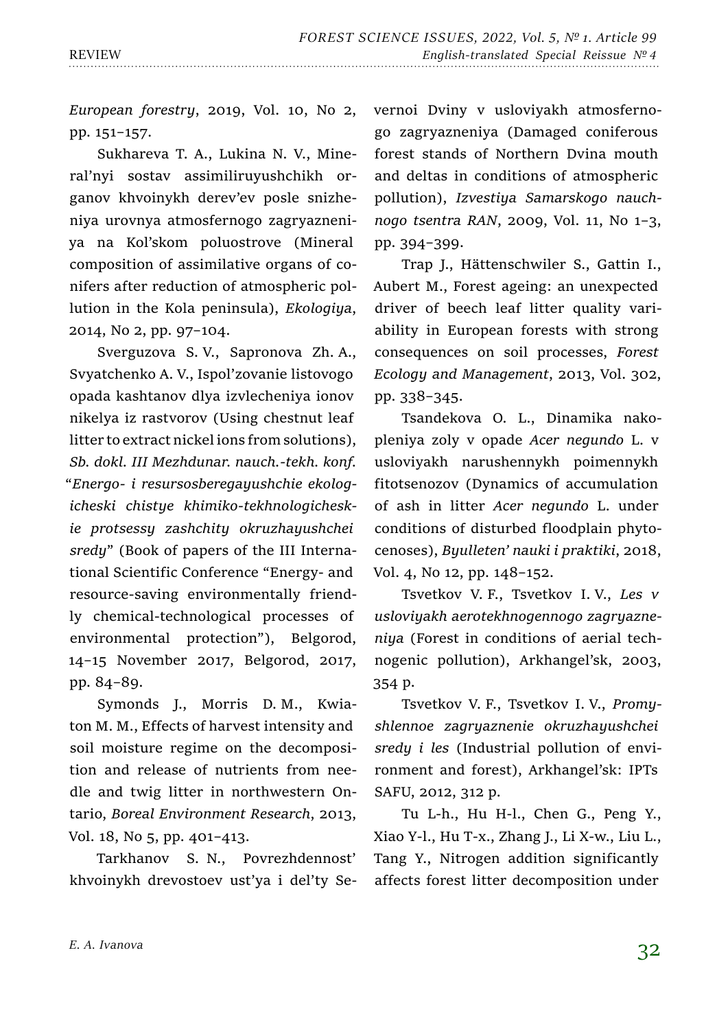*European forestry*, 2019, Vol. 10, No 2, pp. 151–157.

Sukhareva T. A., Lukina N. V., Mineral'nyi sostav assimiliruyushchikh organov khvoinykh derev'ev posle snizheniya urovnya atmosfernogo zagryazneniya na Kol'skom poluostrove (Mineral composition of assimilative organs of conifers after reduction of atmospheric pollution in the Kola peninsula), *Ekologiya*, 2014, No 2, pp. 97–104.

Sverguzova S. V., Sapronova Zh. A., Svyatchenko A. V., Ispol'zovanie listovogo opada kashtanov dlya izvlecheniya ionov nikelya iz rastvorov (Using chestnut leaf litter to extract nickel ions from solutions), *Sb. dokl. III Mezhdunar. nauch.-tekh. konf. "Energo- i resursosberegayushchie ekologicheski chistye khimiko-tekhnologicheskie protsessy zashchity okruzhayushchei sredy"* (Book of papers of the III International Scientific Conference "Energy- and resource-saving environmentally friendly chemical-technological processes of environmental protection"), Belgorod, 14–15 November 2017, Belgorod, 2017, pp. 84–89.

Symonds J., Morris D. M., Kwiaton M. M., Effects of harvest intensity and soil moisture regime on the decomposition and release of nutrients from needle and twig litter in northwestern Ontario, *Boreal Environment Research*, 2013, Vol. 18, No 5, pp. 401–413.

Tarkhanov S. N., Povrezhdennost' khvoinykh drevostoev ust'ya i del'ty Severnoi Dviny v usloviyakh atmosfernogo zagryazneniya (Damaged coniferous forest stands of Northern Dvina mouth and deltas in conditions of atmospheric pollution), *Izvestiya Samarskogo nauchnogo tsentra RAN*, 2009, Vol. 11, No 1–3, pp. 394–399.

Trap J., Hättenschwiler S., Gattin I., Aubert M., Forest ageing: an unexpected driver of beech leaf litter quality variability in European forests with strong consequences on soil processes, *Forest Ecology and Management*, 2013, Vol. 302, pp. 338–345.

Tsandekova O. L., Dinamika nakopleniya zoly v opade *Acer negundo* L. v usloviyakh narushennykh poimennykh fitotsenozov (Dynamics of accumulation of ash in litter *Acer negundo* L. under conditions of disturbed floodplain phytocenoses), *Byulleten' nauki i praktiki*, 2018, Vol. 4, No 12, pp. 148–152.

Tsvetkov V. F., Tsvetkov I. V., *Les v usloviyakh aerotekhnogennogo zagryazneniya* (Forest in conditions of aerial technogenic pollution), Arkhangel'sk, 2003, 354 p.

Tsvetkov V. F., Tsvetkov I. V., *Promyshlennoe zagryaznenie okruzhayushchei sredy i les* (Industrial pollution of environment and forest), Arkhangel'sk: IPTs SAFU, 2012, 312 p.

Tu L-h., Hu H-l., Chen G., Peng Y., Xiao Y-l., Hu T-x., Zhang J., Li X-w., Liu L., Tang Y., Nitrogen addition significantly affects forest litter decomposition under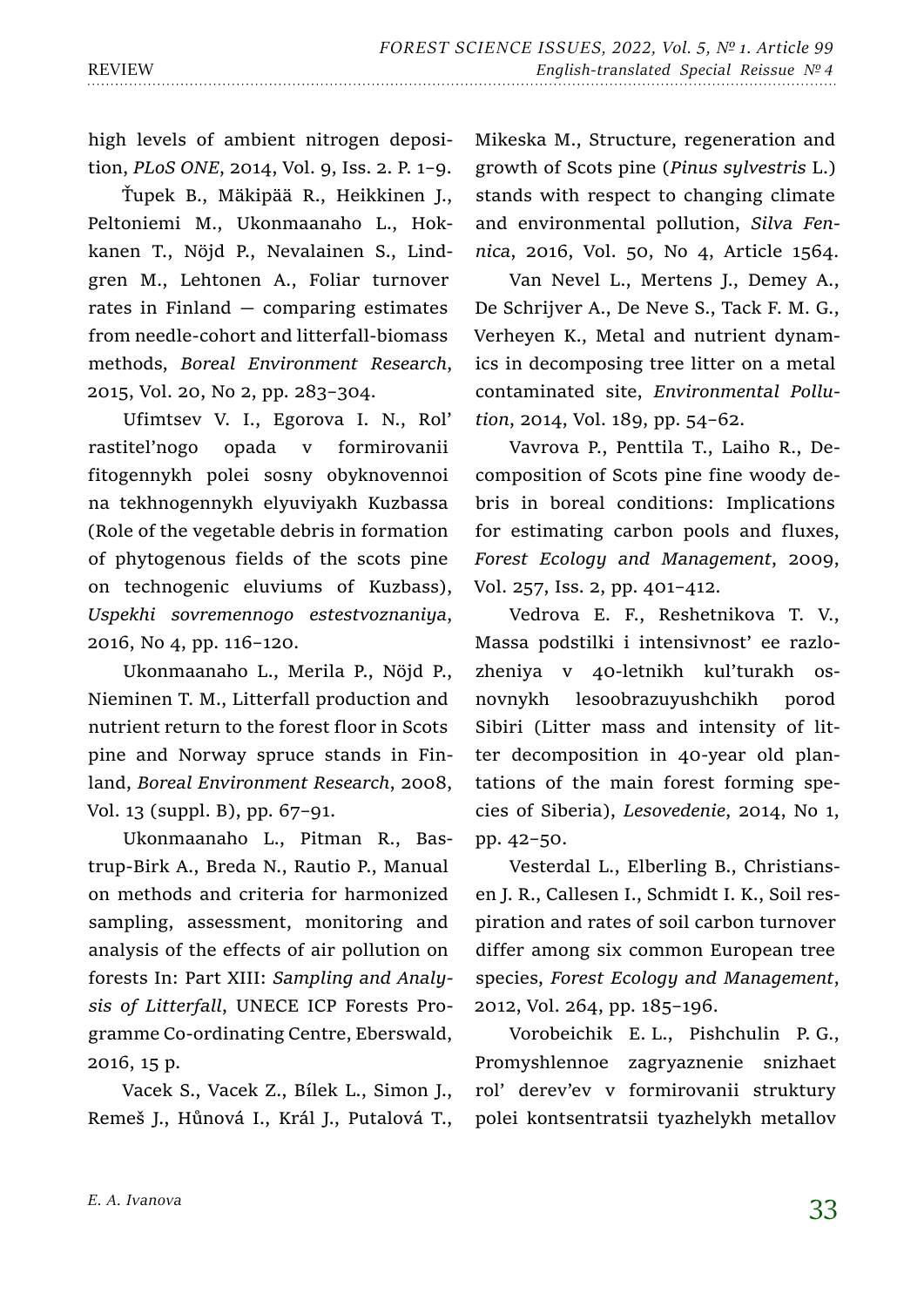high levels of ambient nitrogen deposition, *PLoS ONE*, 2014, Vol. 9, Iss. 2. P. 1–9.

Ťupek B., Mäkipää R., Heikkinen J., Peltoniemi M., Ukonmaanaho L., Hokkanen T., Nöjd P., Nevalainen S., Lindgren M., Lehtonen A., Foliar turnover rates in Finland — comparing estimates from needle-cohort and litterfall-biomass methods, *Boreal Environment Research*, 2015, Vol. 20, No 2, pp. 283–304.

Ufimtsev V. I., Egorova I. N., Rol' rastitel'nogo opada v formirovanii fitogennykh polei sosny obyknovennoi na tekhnogennykh elyuviyakh Kuzbassa (Role of the vegetable debris in formation of phytogenous fields of the scots pine on technogenic eluviums of Kuzbass), *Uspekhi sovremennogo estestvoznaniya*, 2016, No 4, pp. 116–120.

Ukonmaanaho L., Merila P., Nöjd P., Nieminen T. M., Litterfall production and nutrient return to the forest floor in Scots pine and Norway spruce stands in Finland, *Boreal Environment Research*, 2008, Vol. 13 (suppl. B), pp. 67–91.

Ukonmaanaho L., Pitman R., Bastrup-Birk A., Breda N., Rautio P., Manual on methods and criteria for harmonized sampling, assessment, monitoring and analysis of the effects of air pollution on forests In: Part XIII: *Sampling and Analysis of Litterfall*, UNECE ICP Forests Programme Co-ordinating Centre, Eberswald, 2016, 15 p.

Vacek S., Vacek Z., Bílek L., Simon J., Remeš J., Hůnová I., Král J., Putalová T., Mikeska M., Structure, regeneration and growth of Scots pine (*Pinus sylvestris* L.) stands with respect to changing climate and environmental pollution, *Silva Fennica*, 2016, Vol. 50, No 4, Article 1564.

Van Nevel L., Mertens J., Demey A., De Schrijver A., De Neve S., Tack F. M. G., Verheyen K., Metal and nutrient dynamics in decomposing tree litter on a metal contaminated site, *Environmental Pollution*, 2014, Vol. 189, pp. 54–62.

Vavrova P., Penttila T., Laiho R., Decomposition of Scots pine fine woody debris in boreal conditions: Implications for estimating carbon pools and fluxes, *Forest Ecology and Management*, 2009, Vol. 257, Iss. 2, pp. 401–412.

Vedrova E. F., Reshetnikova T. V., Massa podstilki i intensivnost' ee razlozheniya v 40-letnikh kul'turakh osnovnykh lesoobrazuyushchikh porod Sibiri (Litter mass and intensity of litter decomposition in 40-year old plantations of the main forest forming species of Siberia), *Lesovedenie*, 2014, No 1, pp. 42–50.

Vesterdal L., Elberling B., Christiansen J. R., Callesen I., Schmidt I. K., Soil respiration and rates of soil carbon turnover differ among six common European tree species, *Forest Ecology and Management*, 2012, Vol. 264, pp. 185–196.

Vorobeichik E. L., Pishchulin P. G., Promyshlennoe zagryaznenie snizhaet rol' derev'ev v formirovanii struktury polei kontsentratsii tyazhelykh metallov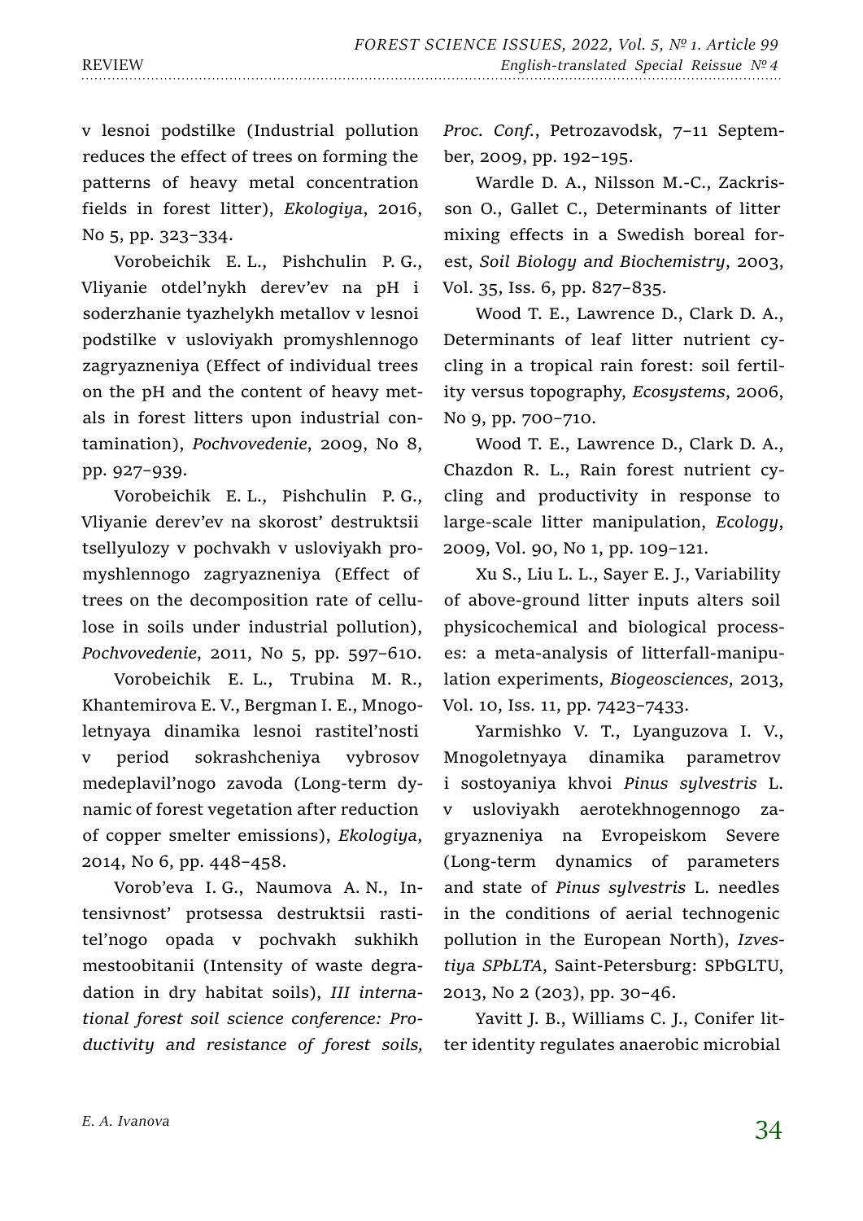v lesnoi podstilke (Industrial pollution reduces the effect of trees on forming the patterns of heavy metal concentration fields in forest litter), *Ekologiya*, 2016, No 5, pp. 323–334.

Vorobeichik E. L., Pishchulin P. G., Vliyanie otdel'nykh derev'ev na pH i soderzhanie tyazhelykh metallov v lesnoi podstilke v usloviyakh promyshlennogo zagryazneniya (Effect of individual trees on the pH and the content of heavy metals in forest litters upon industrial contamination), *Pochvovedenie*, 2009, No 8, pp. 927–939.

Vorobeichik E. L., Pishchulin P. G., Vliyanie derev'ev na skorost' destruktsii tsellyulozy v pochvakh v usloviyakh promyshlennogo zagryazneniya (Effect of trees on the decomposition rate of cellulose in soils under industrial pollution), *Pochvovedenie*, 2011, No 5, pp. 597–610.

Vorobeichik E. L., Trubina M. R., Khantemirova E. V., Bergman I. E., Mnogoletnyaya dinamika lesnoi rastitel'nosti v period sokrashcheniya vybrosov medeplavil'nogo zavoda (Long-term dynamic of forest vegetation after reduction of copper smelter emissions), *Ekologiya*, 2014, No 6, pp. 448–458.

Vorob'eva I. G., Naumova A. N., Intensivnost' protsessa destruktsii rastitel'nogo opada v pochvakh sukhikh mestoobitanii (Intensity of waste degradation in dry habitat soils), *III international forest soil science conference: Productivity and resistance of forest soils, Proc. Conf.*, Petrozavodsk, 7–11 September, 2009, pp. 192–195.

Wardle D. A., Nilsson M.-C., Zackrisson O., Gallet C., Determinants of litter mixing effects in a Swedish boreal forest, *Soil Biology and Biochemistry*, 2003, Vol. 35, Iss. 6, pp. 827–835.

Wood T. E., Lawrence D., Clark D. A., Determinants of leaf litter nutrient cycling in a tropical rain forest: soil fertility versus topography, *Ecosystems*, 2006, No 9, pp. 700–710.

Wood T. E., Lawrence D., Clark D. A., Chazdon R. L., Rain forest nutrient cycling and productivity in response to large-scale litter manipulation, *Ecology*, 2009, Vol. 90, No 1, pp. 109–121.

Xu S., Liu L. L., Sayer E. J., Variability of above-ground litter inputs alters soil physicochemical and biological processes: a meta-analysis of litterfall-manipulation experiments, *Biogeosciences*, 2013, Vol. 10, Iss. 11, pp. 7423–7433.

Yarmishko V. T., Lyanguzova I. V., Mnogoletnyaya dinamika parametrov i sostoyaniya khvoi *Pinus sylvestris* L. v usloviyakh aerotekhnogennogo zagryazneniya na Evropeiskom Severe (Long-term dynamics of parameters and state of *Pinus sylvestris* L. needles in the conditions of aerial technogenic pollution in the European North), *Izvestiya SPbLTA*, Saint-Petersburg: SPbGLTU, 2013, No 2 (203), pp. 30–46.

Yavitt J. B., Williams C. J., Conifer litter identity regulates anaerobic microbial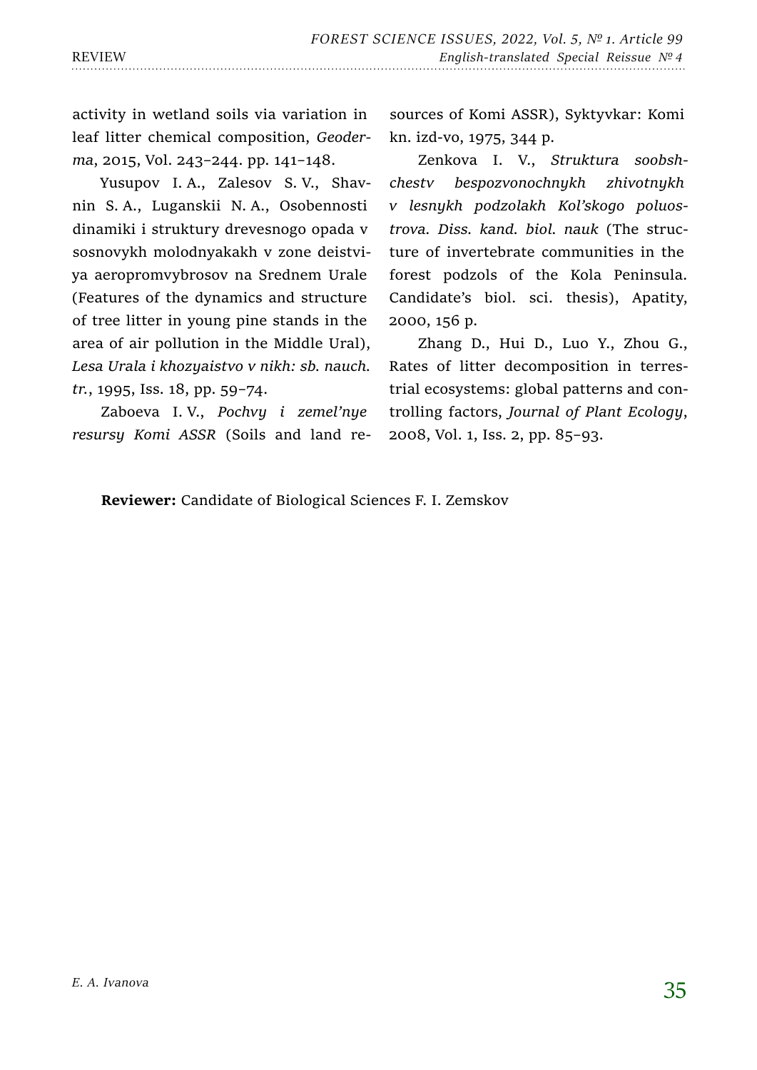activity in wetland soils via variation in leaf litter chemical composition, *Geoderma*, 2015, Vol. 243–244. pp. 141–148.

Yusupov I. A., Zalesov S. V., Shavnin S. A., Luganskii N. A., Osobennosti dinamiki i struktury drevesnogo opada v sosnovykh molodnyakakh v zone deistviya aeropromvybrosov na Srednem Urale (Features of the dynamics and structure of tree litter in young pine stands in the area of air pollution in the Middle Ural), *Lesa Urala i khozyaistvo v nikh: sb. nauch. tr.*, 1995, Iss. 18, pp. 59–74.

Zaboeva I. V., *Pochvy i zemel'nye resursy Komi ASSR* (Soils and land resources of Komi ASSR), Syktyvkar: Komi kn. izd-vo, 1975, 344 p.

Zenkova I. V., *Struktura soobshchestv bespozvonochnykh zhivotnykh v lesnykh podzolakh Kol'skogo poluostrova. Diss. kand. biol. nauk* (The structure of invertebrate communities in the forest podzols of the Kola Peninsula. Candidate's biol. sci. thesis), Apatity, 2000, 156 p.

Zhang D., Hui D., Luo Y., Zhou G., Rates of litter decomposition in terrestrial ecosystems: global patterns and controlling factors, *Journal of Plant Ecology*, 2008, Vol. 1, Iss. 2, pp. 85–93.

**Reviewer:** Candidate of Biological Sciences F. I. Zemskov